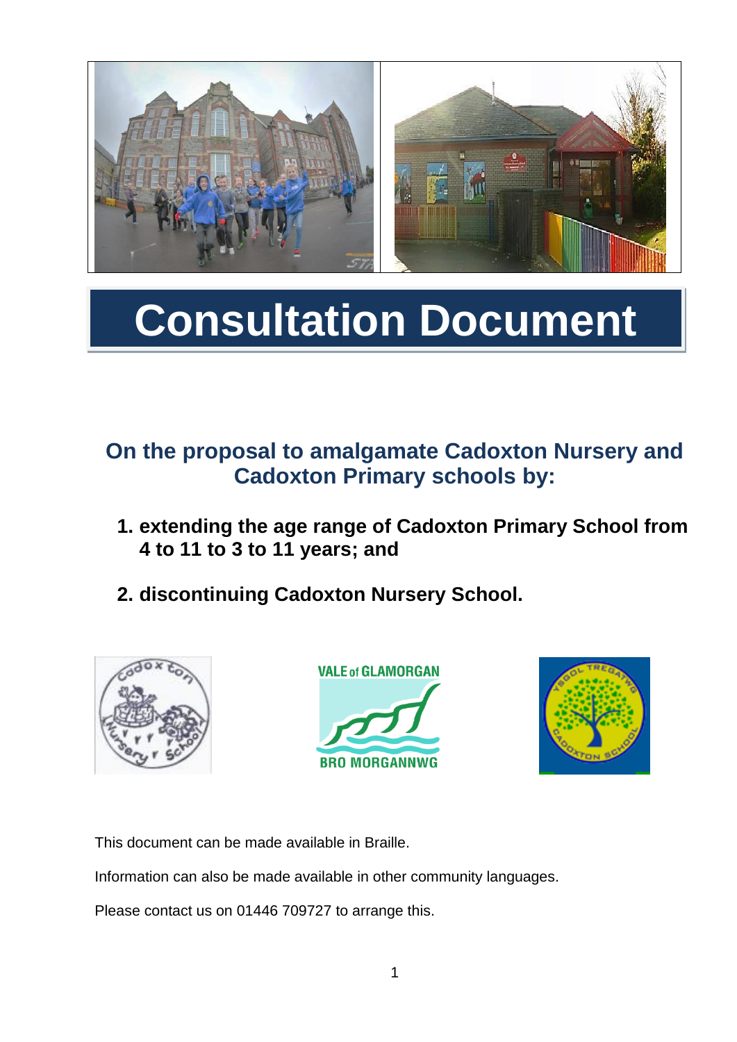# Consultation Document

## On the proposal to amalgamate Cadoxton Nursery and Cadoxton Primary schools by:

1. **extending the age range of Cadoxton Primary School from 4 to 11 to 3 to 11 years; and**

2. **discontinuing Cadoxton Nursery School.**

This document can be made available in Braille.

Information can also be made available in other community languages.

Please contact us on 01446 709727 to arrange this.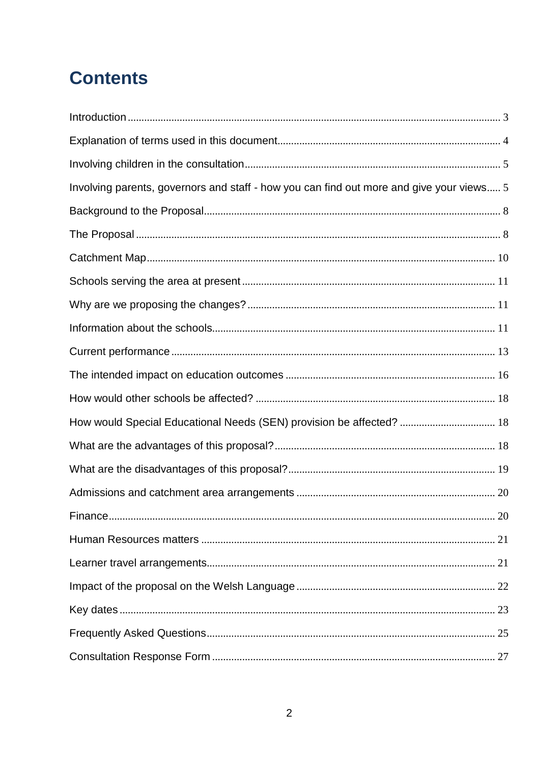# Contents

Introduction ........................................................................................................................ 3

Explanation of terms used in this document................................................................................. 4

Involving children in the consultation............................................................................................ 5

Involving parents, governors and staff - how you can find out more and give your views..... 5

Background to the Proposal........................................................................................................... 8

The Proposal ..................................................................................................................................... 8

Catchment Map.............................................................................................................................. 10

Schools serving the area at present ............................................................................................ 11

Why are we proposing the changes? ......................................................................................... 11

Information about the schools...................................................................................................... 11

Current performance ..................................................................................................................... 13

The intended impact on education outcomes ............................................................................ 16

How would other schools be affected? ...................................................................................... 18

How would Special Educational Needs (SEN) provision be affected? .................................. 18

What are the advantages of this proposal?................................................................................ 18

What are the disadvantages of this proposal?........................................................................... 19

Admissions and catchment area arrangements ........................................................................ 20

Finance............................................................................................................................................ 20

Human Resources matters .......................................................................................................... 21

Learner travel arrangements........................................................................................................ 21

Impact of the proposal on the Welsh Language ........................................................................ 22

Key dates ........................................................................................................................................ 23

Frequently Asked Questions........................................................................................................ 25

Consultation Response Form ...................................................................................................... 27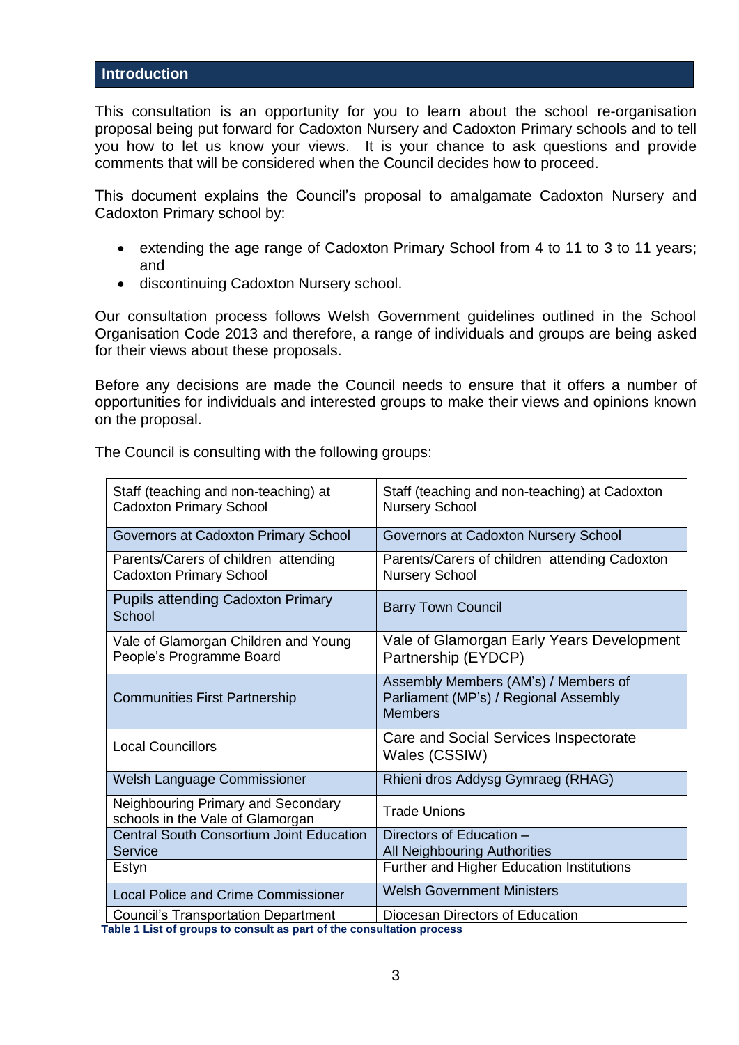## Introduction

This consultation is an opportunity for you to learn about the school re-organisation proposal being put forward for Cadoxton Nursery and Cadoxton Primary schools and to tell you how to let us know your views. It is your chance to ask questions and provide comments that will be considered when the Council decides how to proceed.

This document explains the Council's proposal to amalgamate Cadoxton Nursery and Cadoxton Primary school by:

- extending the age range of Cadoxton Primary School from 4 to 11 to 3 to 11 years; and
- discontinuing Cadoxton Nursery school.

Our consultation process follows Welsh Government guidelines outlined in the School Organisation Code 2013 and therefore, a range of individuals and groups are being asked for their views about these proposals.

Before any decisions are made the Council needs to ensure that it offers a number of opportunities for individuals and interested groups to make their views and opinions known on the proposal.

The Council is consulting with the following groups:

| | |
|---|---|
| Staff (teaching and non-teaching) at Cadoxton Primary School | Staff (teaching and non-teaching) at Cadoxton Nursery School |
| Governors at Cadoxton Primary School | Governors at Cadoxton Nursery School |
| Parents/Carers of children attending Cadoxton Primary School | Parents/Carers of children attending Cadoxton Nursery School |
| Pupils attending Cadoxton Primary School | Barry Town Council |
| Vale of Glamorgan Children and Young People's Programme Board | Vale of Glamorgan Early Years Development Partnership (EYDCP) |
| Communities First Partnership | Assembly Members (AM's) / Members of Parliament (MP's) / Regional Assembly Members |
| Local Councillors | Care and Social Services Inspectorate Wales (CSSIW) |
| Welsh Language Commissioner | Rhieni dros Addysg Gymraeg (RHAG) |
| Neighbouring Primary and Secondary schools in the Vale of Glamorgan | Trade Unions |
| Central South Consortium Joint Education Service | Directors of Education – All Neighbouring Authorities |
| Estyn | Further and Higher Education Institutions |
| Local Police and Crime Commissioner | Welsh Government Ministers |
| Council's Transportation Department | Diocesan Directors of Education |

**Table 1 List of groups to consult as part of the consultation process**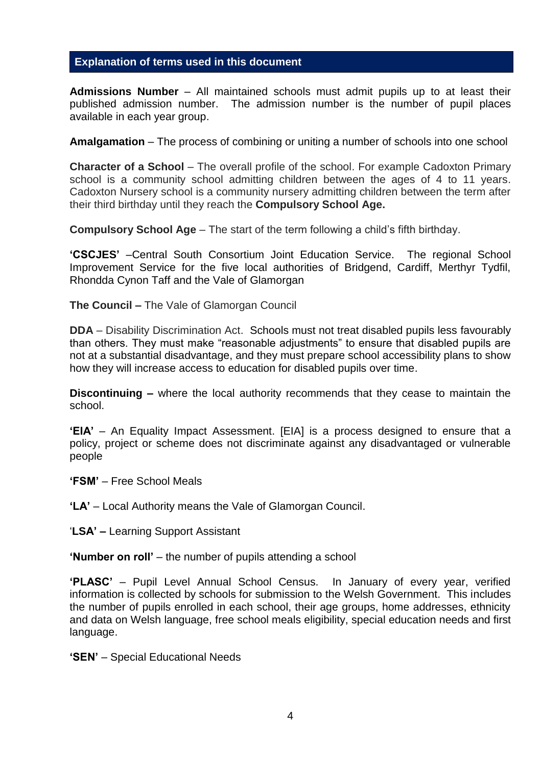## Explanation of terms used in this document

**Admissions Number** – All maintained schools must admit pupils up to at least their published admission number. The admission number is the number of pupil places available in each year group.

**Amalgamation** – The process of combining or uniting a number of schools into one school

**Character of a School** – The overall profile of the school. For example Cadoxton Primary school is a community school admitting children between the ages of 4 to 11 years. Cadoxton Nursery school is a community nursery admitting children between the term after their third birthday until they reach the **Compulsory School Age.**

**Compulsory School Age** – The start of the term following a child's fifth birthday.

**'CSCJES'** –Central South Consortium Joint Education Service. The regional School Improvement Service for the five local authorities of Bridgend, Cardiff, Merthyr Tydfil, Rhondda Cynon Taff and the Vale of Glamorgan

**The Council –** The Vale of Glamorgan Council

**DDA** – Disability Discrimination Act. Schools must not treat disabled pupils less favourably than others. They must make "reasonable adjustments" to ensure that disabled pupils are not at a substantial disadvantage, and they must prepare school accessibility plans to show how they will increase access to education for disabled pupils over time.

**Discontinuing –** where the local authority recommends that they cease to maintain the school.

**'EIA'** – An Equality Impact Assessment. [EIA] is a process designed to ensure that a policy, project or scheme does not discriminate against any disadvantaged or vulnerable people

**'FSM'** – Free School Meals

**'LA'** – Local Authority means the Vale of Glamorgan Council.

'**LSA' –** Learning Support Assistant

**'Number on roll'** – the number of pupils attending a school

**'PLASC'** – Pupil Level Annual School Census. In January of every year, verified information is collected by schools for submission to the Welsh Government. This includes the number of pupils enrolled in each school, their age groups, home addresses, ethnicity and data on Welsh language, free school meals eligibility, special education needs and first language.

**'SEN'** – Special Educational Needs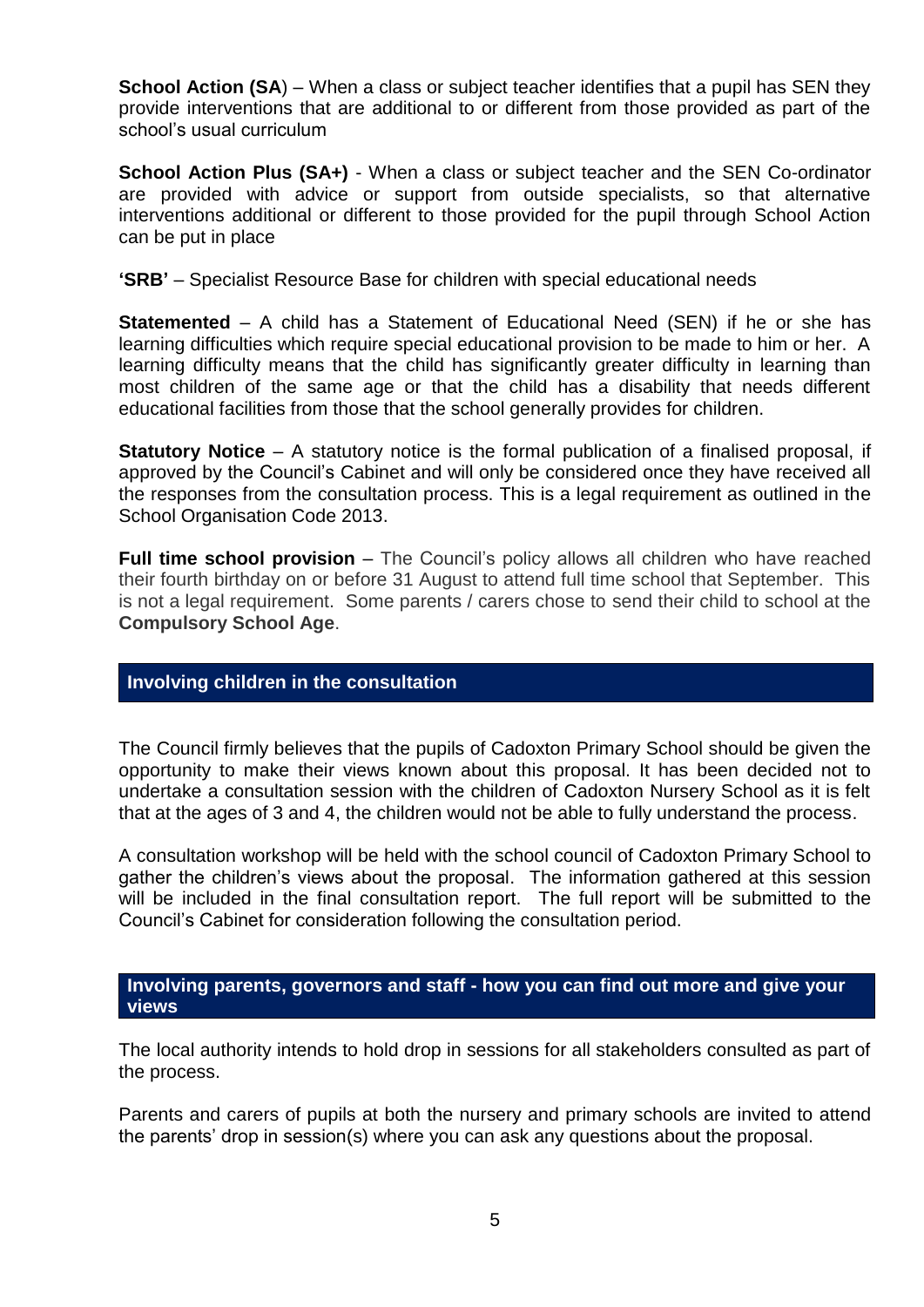**School Action (SA**) – When a class or subject teacher identifies that a pupil has SEN they provide interventions that are additional to or different from those provided as part of the school's usual curriculum

**School Action Plus (SA+)** - When a class or subject teacher and the SEN Co-ordinator are provided with advice or support from outside specialists, so that alternative interventions additional or different to those provided for the pupil through School Action can be put in place

**'SRB'** – Specialist Resource Base for children with special educational needs

**Statemented** – A child has a Statement of Educational Need (SEN) if he or she has learning difficulties which require special educational provision to be made to him or her. A learning difficulty means that the child has significantly greater difficulty in learning than most children of the same age or that the child has a disability that needs different educational facilities from those that the school generally provides for children.

**Statutory Notice** – A statutory notice is the formal publication of a finalised proposal, if approved by the Council's Cabinet and will only be considered once they have received all the responses from the consultation process. This is a legal requirement as outlined in the School Organisation Code 2013.

**Full time school provision** – The Council's policy allows all children who have reached their fourth birthday on or before 31 August to attend full time school that September. This is not a legal requirement. Some parents / carers chose to send their child to school at the **Compulsory School Age**.

## Involving children in the consultation

The Council firmly believes that the pupils of Cadoxton Primary School should be given the opportunity to make their views known about this proposal. It has been decided not to undertake a consultation session with the children of Cadoxton Nursery School as it is felt that at the ages of 3 and 4, the children would not be able to fully understand the process.

A consultation workshop will be held with the school council of Cadoxton Primary School to gather the children's views about the proposal. The information gathered at this session will be included in the final consultation report. The full report will be submitted to the Council's Cabinet for consideration following the consultation period.

## Involving parents, governors and staff - how you can find out more and give your views

The local authority intends to hold drop in sessions for all stakeholders consulted as part of the process.

Parents and carers of pupils at both the nursery and primary schools are invited to attend the parents' drop in session(s) where you can ask any questions about the proposal.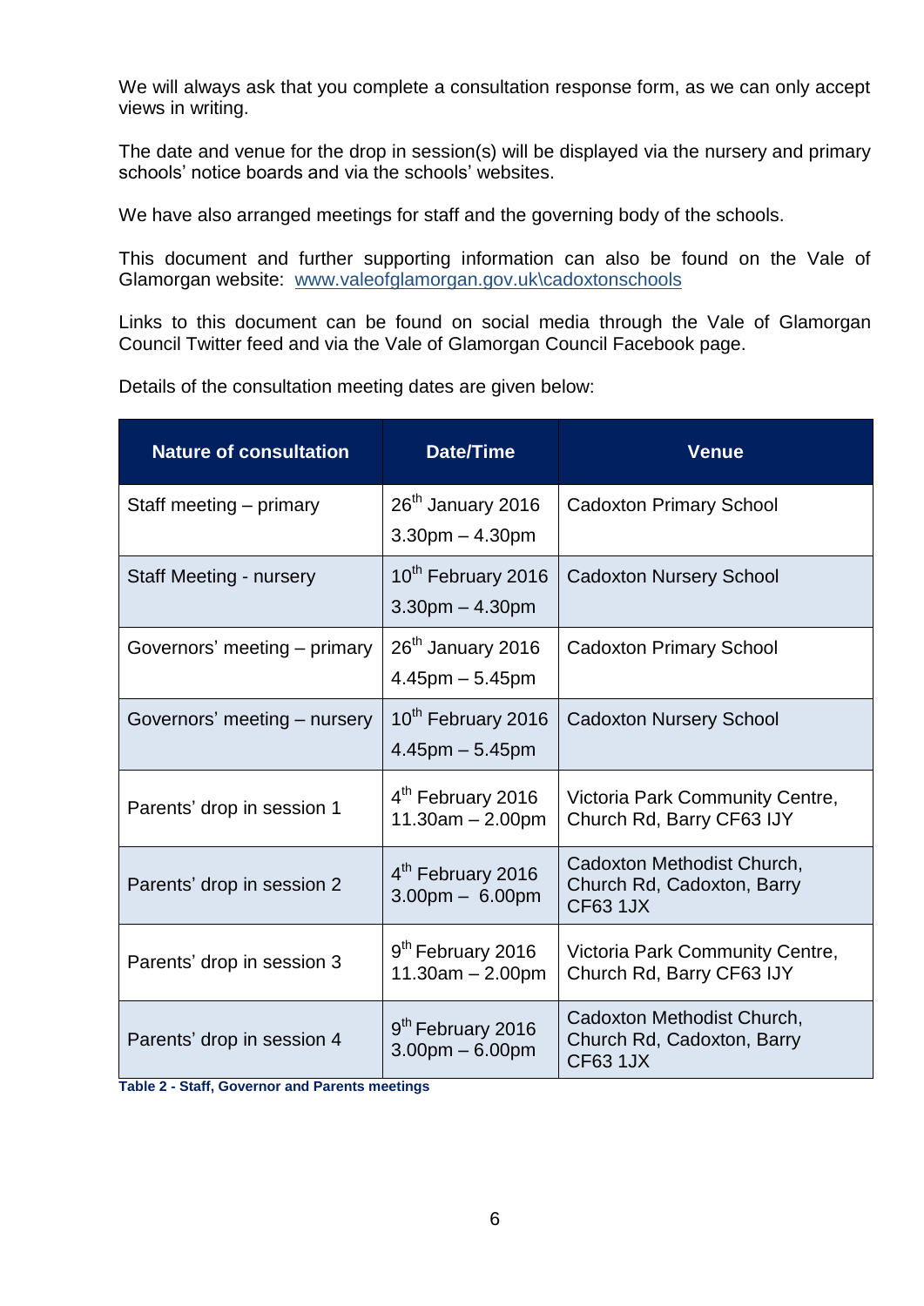We will always ask that you complete a consultation response form, as we can only accept views in writing.

The date and venue for the drop in session(s) will be displayed via the nursery and primary schools' notice boards and via the schools' websites.

We have also arranged meetings for staff and the governing body of the schools.

This document and further supporting information can also be found on the Vale of Glamorgan website: [www.valeofglamorgan.gov.uk\cadoxtonschools](www.valeofglamorgan.gov.uk\cadoxtonschools)

Links to this document can be found on social media through the Vale of Glamorgan Council Twitter feed and via the Vale of Glamorgan Council Facebook page.

Details of the consultation meeting dates are given below:

| Nature of consultation | Date/Time | Venue |
|---|---|---|
| Staff meeting – primary | 26th January 2016 3.30pm – 4.30pm | Cadoxton Primary School |
| Staff Meeting - nursery | 10th February 2016 3.30pm – 4.30pm | Cadoxton Nursery School |
| Governors' meeting – primary | 26th January 2016 4.45pm – 5.45pm | Cadoxton Primary School |
| Governors' meeting – nursery | 10th February 2016 4.45pm – 5.45pm | Cadoxton Nursery School |
| Parents' drop in session 1 | 4th February 2016 11.30am – 2.00pm | Victoria Park Community Centre, Church Rd, Barry CF63 IJY |
| Parents' drop in session 2 | 4th February 2016 3.00pm – 6.00pm | Cadoxton Methodist Church, Church Rd, Cadoxton, Barry CF63 1JX |
| Parents' drop in session 3 | 9th February 2016 11.30am – 2.00pm | Victoria Park Community Centre, Church Rd, Barry CF63 IJY |
| Parents' drop in session 4 | 9th February 2016 3.00pm – 6.00pm | Cadoxton Methodist Church, Church Rd, Cadoxton, Barry CF63 1JX |

**Table 2 - Staff, Governor and Parents meetings**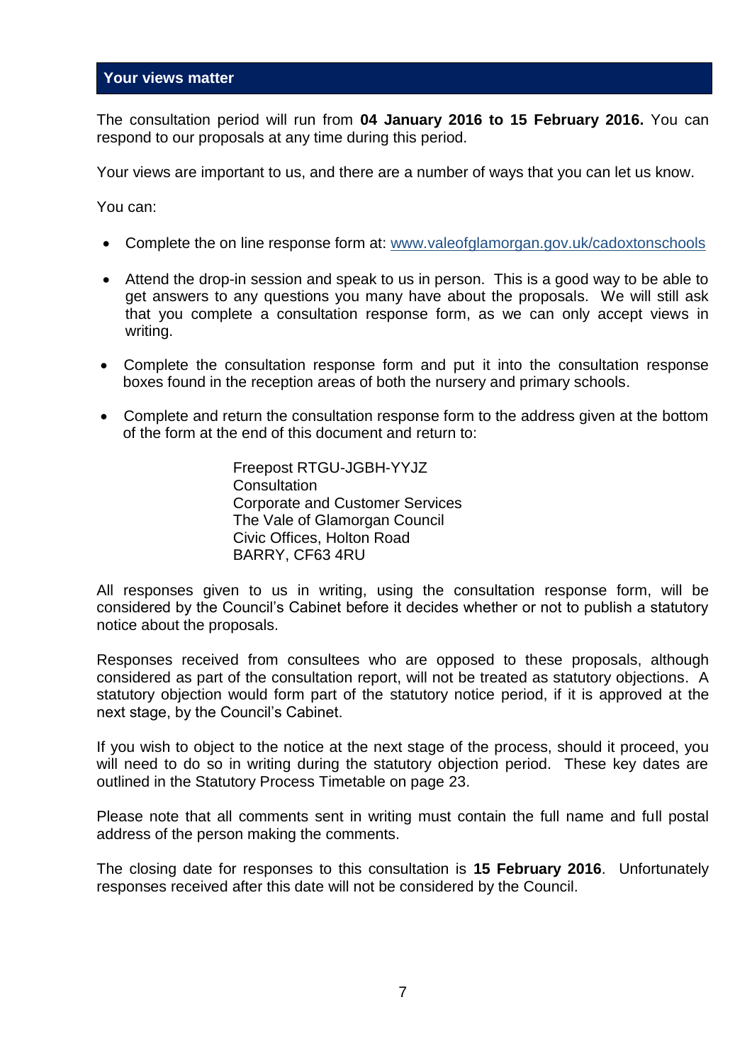## Your views matter

The consultation period will run from **04 January 2016 to 15 February 2016.** You can respond to our proposals at any time during this period.

Your views are important to us, and there are a number of ways that you can let us know.

You can:

- Complete the on line response form at: www.valeofglamorgan.gov.uk/cadoxtonschools
- Attend the drop-in session and speak to us in person. This is a good way to be able to get answers to any questions you many have about the proposals. We will still ask that you complete a consultation response form, as we can only accept views in writing.
- Complete the consultation response form and put it into the consultation response boxes found in the reception areas of both the nursery and primary schools.
- Complete and return the consultation response form to the address given at the bottom of the form at the end of this document and return to:

  Freepost RTGU-JGBH-YYJZ
  Consultation
  Corporate and Customer Services
  The Vale of Glamorgan Council
  Civic Offices, Holton Road
  BARRY, CF63 4RU

All responses given to us in writing, using the consultation response form, will be considered by the Council's Cabinet before it decides whether or not to publish a statutory notice about the proposals.

Responses received from consultees who are opposed to these proposals, although considered as part of the consultation report, will not be treated as statutory objections. A statutory objection would form part of the statutory notice period, if it is approved at the next stage, by the Council's Cabinet.

If you wish to object to the notice at the next stage of the process, should it proceed, you will need to do so in writing during the statutory objection period. These key dates are outlined in the Statutory Process Timetable on page 23.

Please note that all comments sent in writing must contain the full name and full postal address of the person making the comments.

The closing date for responses to this consultation is **15 February 2016**. Unfortunately responses received after this date will not be considered by the Council.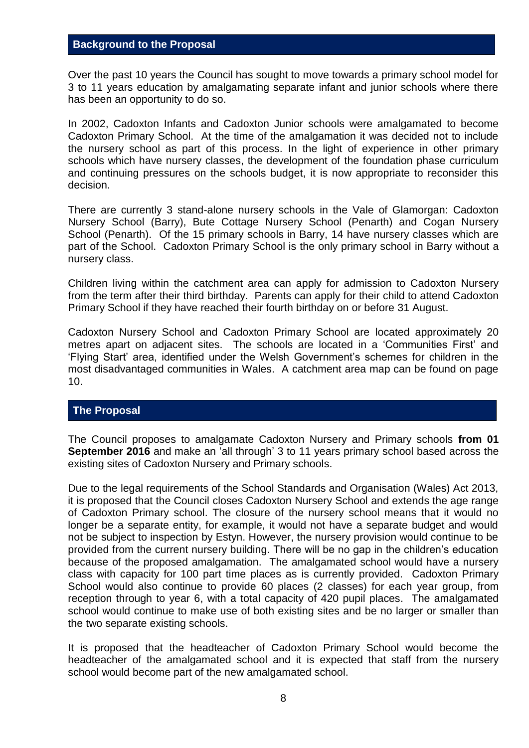## Background to the Proposal

Over the past 10 years the Council has sought to move towards a primary school model for 3 to 11 years education by amalgamating separate infant and junior schools where there has been an opportunity to do so.

In 2002, Cadoxton Infants and Cadoxton Junior schools were amalgamated to become Cadoxton Primary School. At the time of the amalgamation it was decided not to include the nursery school as part of this process. In the light of experience in other primary schools which have nursery classes, the development of the foundation phase curriculum and continuing pressures on the schools budget, it is now appropriate to reconsider this decision.

There are currently 3 stand-alone nursery schools in the Vale of Glamorgan: Cadoxton Nursery School (Barry), Bute Cottage Nursery School (Penarth) and Cogan Nursery School (Penarth). Of the 15 primary schools in Barry, 14 have nursery classes which are part of the School. Cadoxton Primary School is the only primary school in Barry without a nursery class.

Children living within the catchment area can apply for admission to Cadoxton Nursery from the term after their third birthday. Parents can apply for their child to attend Cadoxton Primary School if they have reached their fourth birthday on or before 31 August.

Cadoxton Nursery School and Cadoxton Primary School are located approximately 20 metres apart on adjacent sites. The schools are located in a 'Communities First' and 'Flying Start' area, identified under the Welsh Government's schemes for children in the most disadvantaged communities in Wales. A catchment area map can be found on page 10.

## The Proposal

The Council proposes to amalgamate Cadoxton Nursery and Primary schools **from 01 September 2016** and make an 'all through' 3 to 11 years primary school based across the existing sites of Cadoxton Nursery and Primary schools.

Due to the legal requirements of the School Standards and Organisation (Wales) Act 2013, it is proposed that the Council closes Cadoxton Nursery School and extends the age range of Cadoxton Primary school. The closure of the nursery school means that it would no longer be a separate entity, for example, it would not have a separate budget and would not be subject to inspection by Estyn. However, the nursery provision would continue to be provided from the current nursery building. There will be no gap in the children's education because of the proposed amalgamation. The amalgamated school would have a nursery class with capacity for 100 part time places as is currently provided. Cadoxton Primary School would also continue to provide 60 places (2 classes) for each year group, from reception through to year 6, with a total capacity of 420 pupil places. The amalgamated school would continue to make use of both existing sites and be no larger or smaller than the two separate existing schools.

It is proposed that the headteacher of Cadoxton Primary School would become the headteacher of the amalgamated school and it is expected that staff from the nursery school would become part of the new amalgamated school.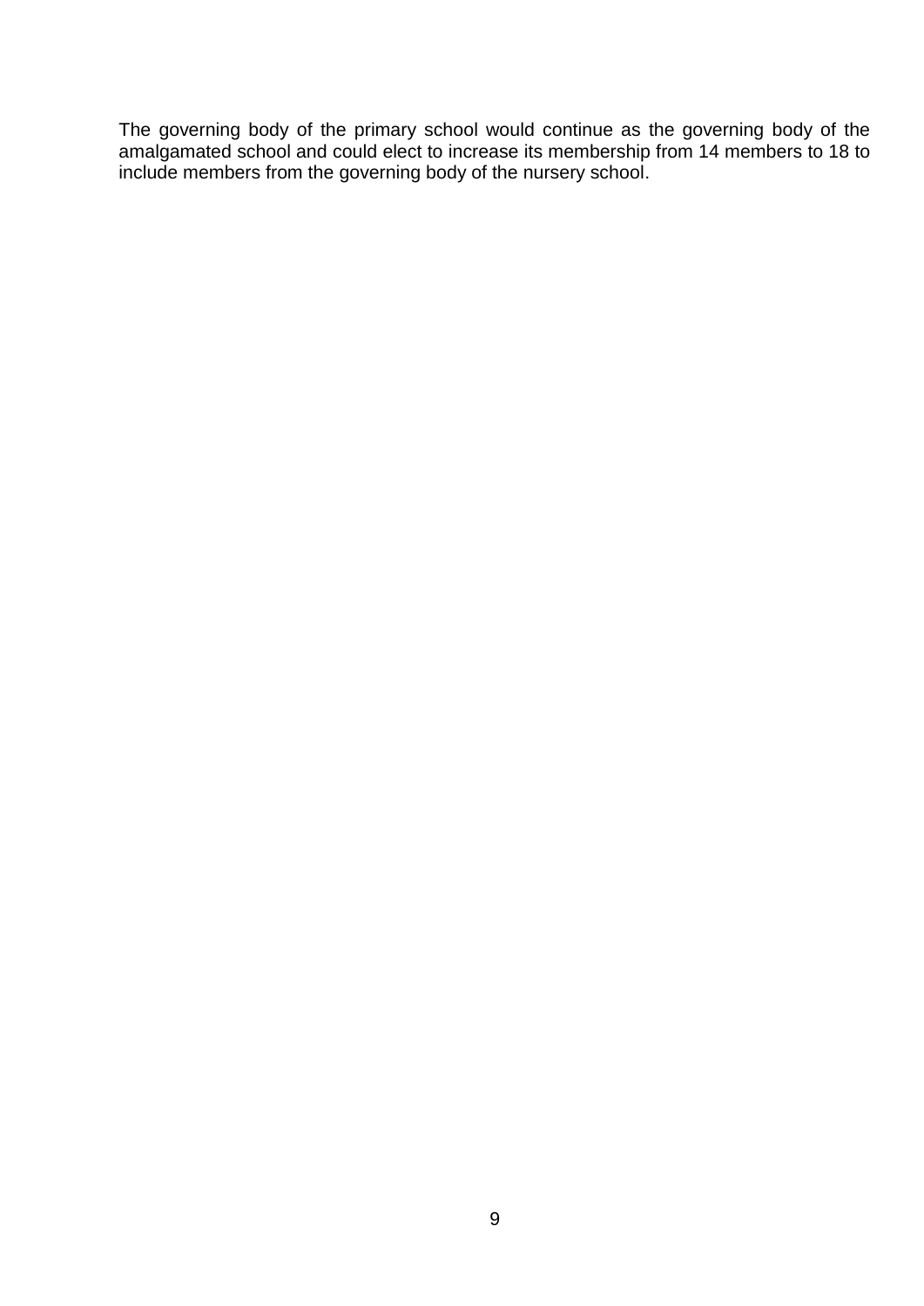The governing body of the primary school would continue as the governing body of the amalgamated school and could elect to increase its membership from 14 members to 18 to include members from the governing body of the nursery school.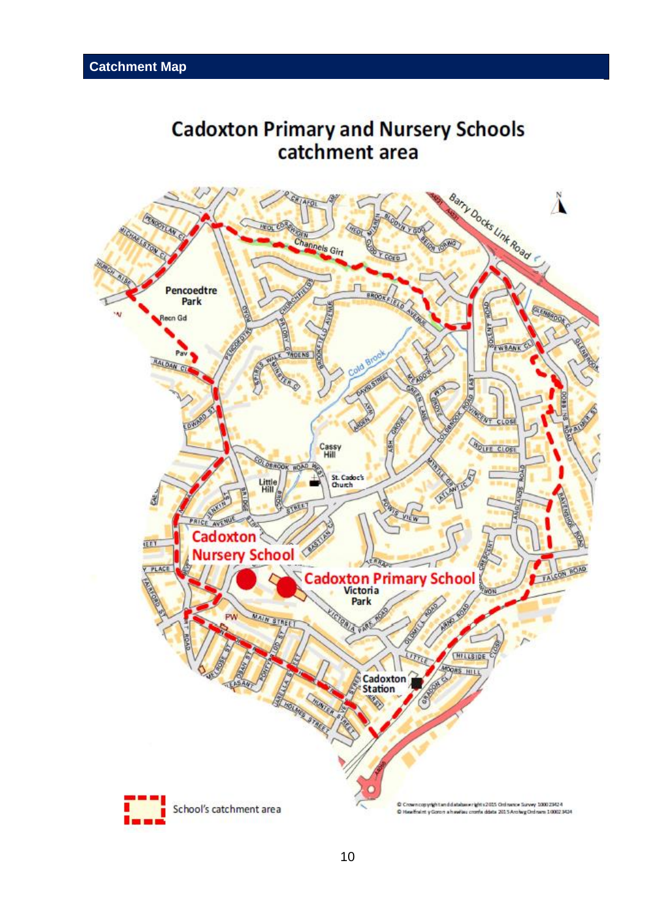## Catchment Map

# Cadoxton Primary and Nursery Schools catchment area

School's catchment area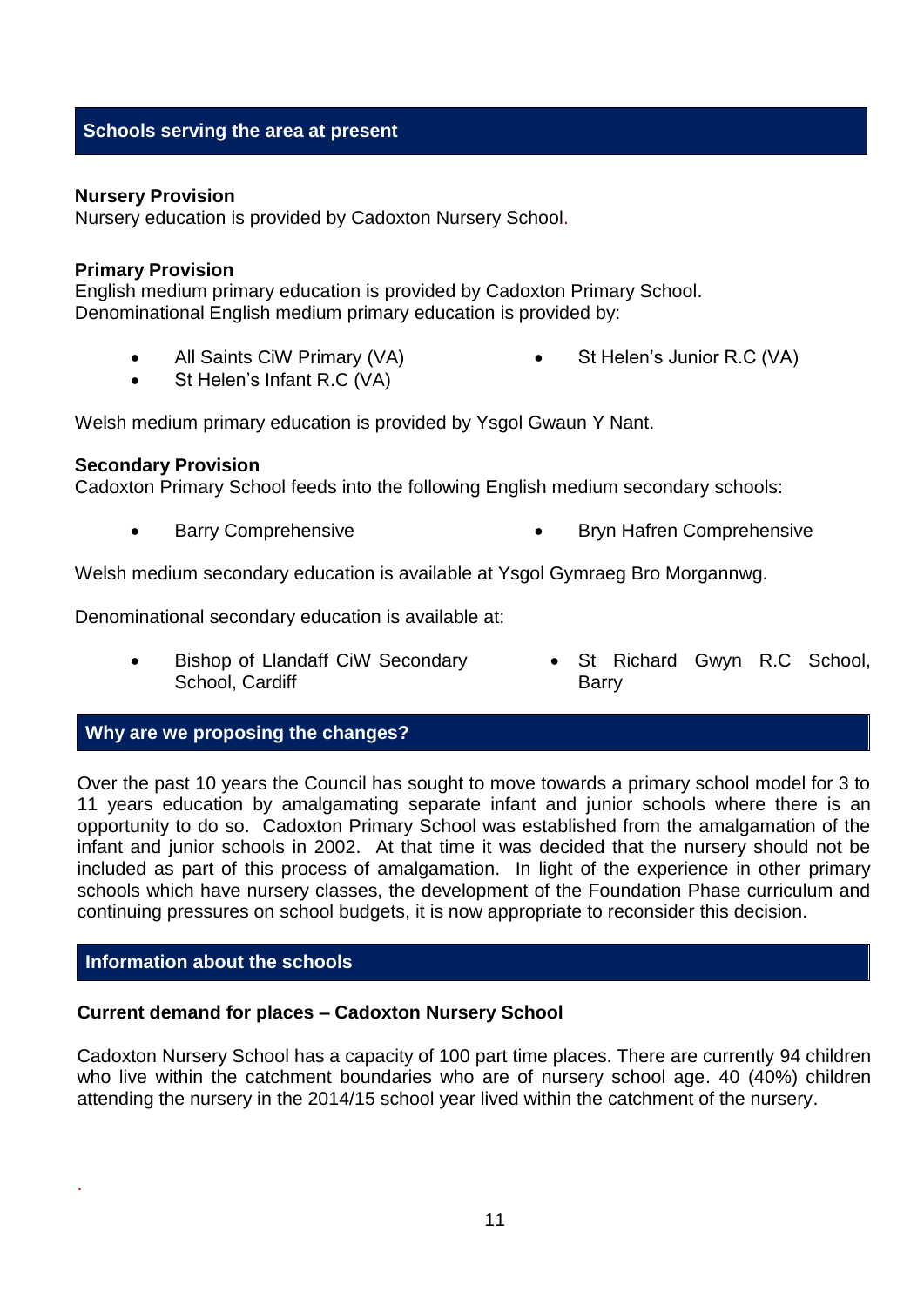## Schools serving the area at present

**Nursery Provision**
Nursery education is provided by Cadoxton Nursery School.

**Primary Provision**
English medium primary education is provided by Cadoxton Primary School.
Denominational English medium primary education is provided by:

- All Saints CiW Primary (VA)
- St Helen's Infant R.C (VA)
- St Helen's Junior R.C (VA)

Welsh medium primary education is provided by Ysgol Gwaun Y Nant.

**Secondary Provision**
Cadoxton Primary School feeds into the following English medium secondary schools:

- Barry Comprehensive
- Bryn Hafren Comprehensive

Welsh medium secondary education is available at Ysgol Gymraeg Bro Morgannwg.

Denominational secondary education is available at:

- Bishop of Llandaff CiW Secondary School, Cardiff
- St Richard Gwyn R.C School, Barry

## Why are we proposing the changes?

Over the past 10 years the Council has sought to move towards a primary school model for 3 to 11 years education by amalgamating separate infant and junior schools where there is an opportunity to do so. Cadoxton Primary School was established from the amalgamation of the infant and junior schools in 2002. At that time it was decided that the nursery should not be included as part of this process of amalgamation. In light of the experience in other primary schools which have nursery classes, the development of the Foundation Phase curriculum and continuing pressures on school budgets, it is now appropriate to reconsider this decision.

## Information about the schools

**Current demand for places – Cadoxton Nursery School**

Cadoxton Nursery School has a capacity of 100 part time places. There are currently 94 children who live within the catchment boundaries who are of nursery school age. 40 (40%) children attending the nursery in the 2014/15 school year lived within the catchment of the nursery.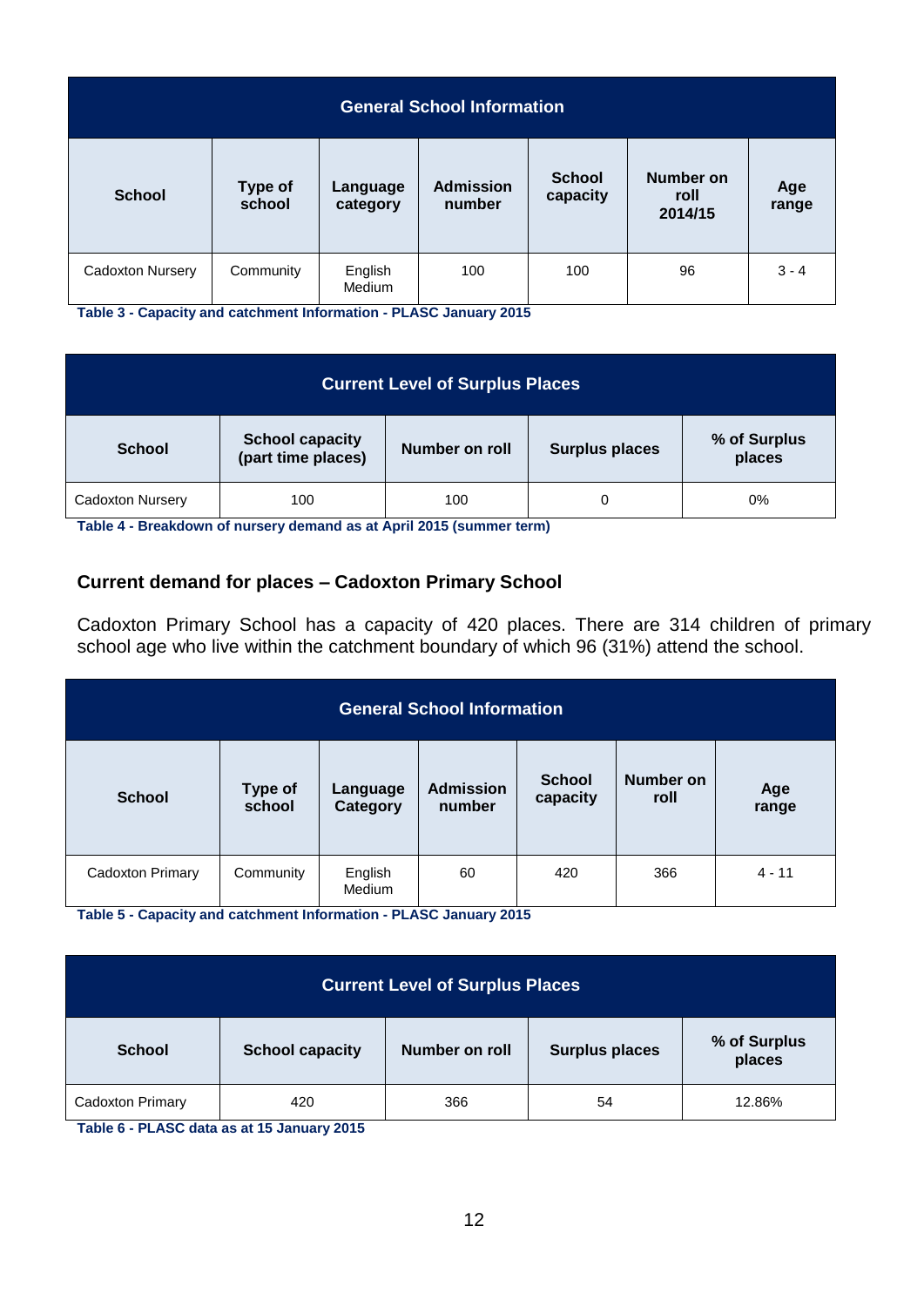| General School Information | | | | | | |
|---|---|---|---|---|---|---|
| **School** | **Type of school** | **Language category** | **Admission number** | **School capacity** | **Number on roll 2014/15** | **Age range** |
| Cadoxton Nursery | Community | English Medium | 100 | 100 | 96 | 3 - 4 |

**Table 3 - Capacity and catchment Information - PLASC January 2015**

| Current Level of Surplus Places | | | | |
|---|---|---|---|---|
| **School** | **School capacity (part time places)** | **Number on roll** | **Surplus places** | **% of Surplus places** |
| Cadoxton Nursery | 100 | 100 | 0 | 0% |

**Table 4 - Breakdown of nursery demand as at April 2015 (summer term)**

### Current demand for places – Cadoxton Primary School

Cadoxton Primary School has a capacity of 420 places. There are 314 children of primary school age who live within the catchment boundary of which 96 (31%) attend the school.

| General School Information | | | | | | |
|---|---|---|---|---|---|---|
| **School** | **Type of school** | **Language Category** | **Admission number** | **School capacity** | **Number on roll** | **Age range** |
| Cadoxton Primary | Community | English Medium | 60 | 420 | 366 | 4 - 11 |

**Table 5 - Capacity and catchment Information - PLASC January 2015**

| Current Level of Surplus Places | | | | |
|---|---|---|---|---|
| **School** | **School capacity** | **Number on roll** | **Surplus places** | **% of Surplus places** |
| Cadoxton Primary | 420 | 366 | 54 | 12.86% |

**Table 6 - PLASC data as at 15 January 2015**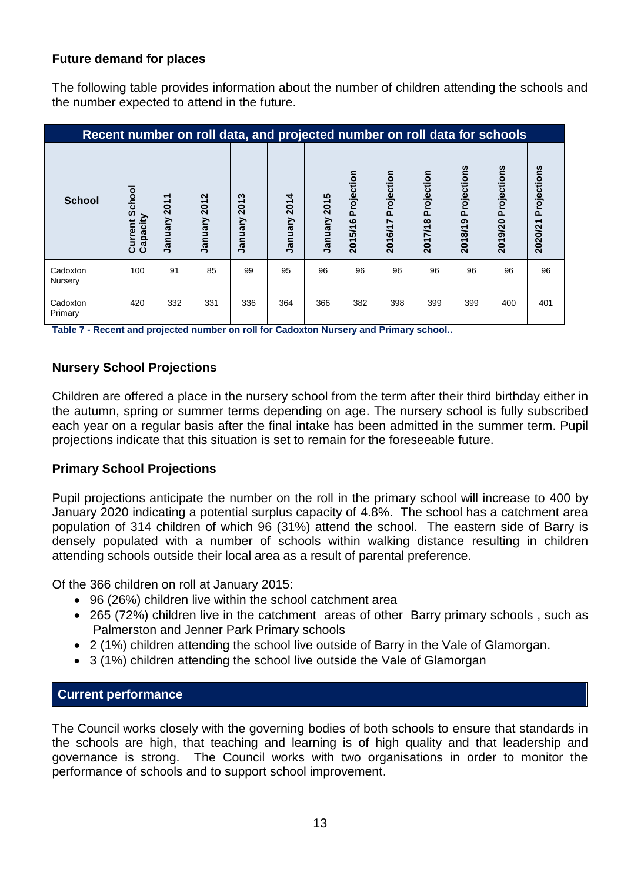## Future demand for places

The following table provides information about the number of children attending the schools and the number expected to attend in the future.

| Recent number on roll data, and projected number on roll data for schools | | | | | | | | | | | |
|---|---|---|---|---|---|---|---|---|---|---|---|
| **School** | **Current School Capacity** | **January 2011** | **January 2012** | **January 2013** | **January 2014** | **January 2015** | **2015/16 Projection** | **2016/17 Projection** | **2017/18 Projection** | **2018/19 Projections** | **2019/20 Projections** | **2020/21 Projections** |
| Cadoxton Nursery | 100 | 91 | 85 | 99 | 95 | 96 | 96 | 96 | 96 | 96 | 96 | 96 |
| Cadoxton Primary | 420 | 332 | 331 | 336 | 364 | 366 | 382 | 398 | 399 | 399 | 400 | 401 |

**Table 7 - Recent and projected number on roll for Cadoxton Nursery and Primary school..**

### Nursery School Projections

Children are offered a place in the nursery school from the term after their third birthday either in the autumn, spring or summer terms depending on age. The nursery school is fully subscribed each year on a regular basis after the final intake has been admitted in the summer term. Pupil projections indicate that this situation is set to remain for the foreseeable future.

### Primary School Projections

Pupil projections anticipate the number on the roll in the primary school will increase to 400 by January 2020 indicating a potential surplus capacity of 4.8%. The school has a catchment area population of 314 children of which 96 (31%) attend the school. The eastern side of Barry is densely populated with a number of schools within walking distance resulting in children attending schools outside their local area as a result of parental preference.

Of the 366 children on roll at January 2015:

- 96 (26%) children live within the school catchment area
- 265 (72%) children live in the catchment areas of other Barry primary schools , such as Palmerston and Jenner Park Primary schools
- 2 (1%) children attending the school live outside of Barry in the Vale of Glamorgan.
- 3 (1%) children attending the school live outside the Vale of Glamorgan

## Current performance

The Council works closely with the governing bodies of both schools to ensure that standards in the schools are high, that teaching and learning is of high quality and that leadership and governance is strong. The Council works with two organisations in order to monitor the performance of schools and to support school improvement.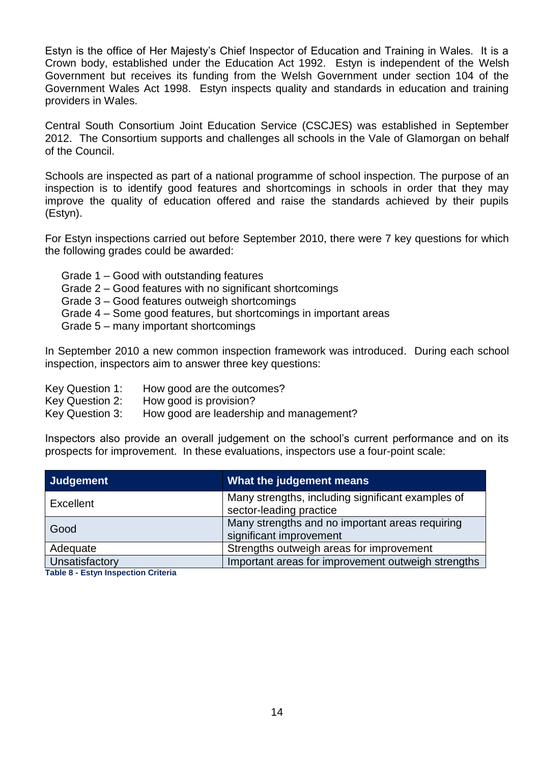Estyn is the office of Her Majesty's Chief Inspector of Education and Training in Wales. It is a Crown body, established under the Education Act 1992. Estyn is independent of the Welsh Government but receives its funding from the Welsh Government under section 104 of the Government Wales Act 1998. Estyn inspects quality and standards in education and training providers in Wales.

Central South Consortium Joint Education Service (CSCJES) was established in September 2012. The Consortium supports and challenges all schools in the Vale of Glamorgan on behalf of the Council.

Schools are inspected as part of a national programme of school inspection. The purpose of an inspection is to identify good features and shortcomings in schools in order that they may improve the quality of education offered and raise the standards achieved by their pupils (Estyn).

For Estyn inspections carried out before September 2010, there were 7 key questions for which the following grades could be awarded:

Grade 1 – Good with outstanding features
Grade 2 – Good features with no significant shortcomings
Grade 3 – Good features outweigh shortcomings
Grade 4 – Some good features, but shortcomings in important areas
Grade 5 – many important shortcomings

In September 2010 a new common inspection framework was introduced. During each school inspection, inspectors aim to answer three key questions:

Key Question 1: How good are the outcomes?
Key Question 2: How good is provision?
Key Question 3: How good are leadership and management?

Inspectors also provide an overall judgement on the school's current performance and on its prospects for improvement. In these evaluations, inspectors use a four-point scale:

| Judgement | What the judgement means |
|---|---|
| Excellent | Many strengths, including significant examples of sector-leading practice |
| Good | Many strengths and no important areas requiring significant improvement |
| Adequate | Strengths outweigh areas for improvement |
| Unsatisfactory | Important areas for improvement outweigh strengths |

**Table 8 - Estyn Inspection Criteria**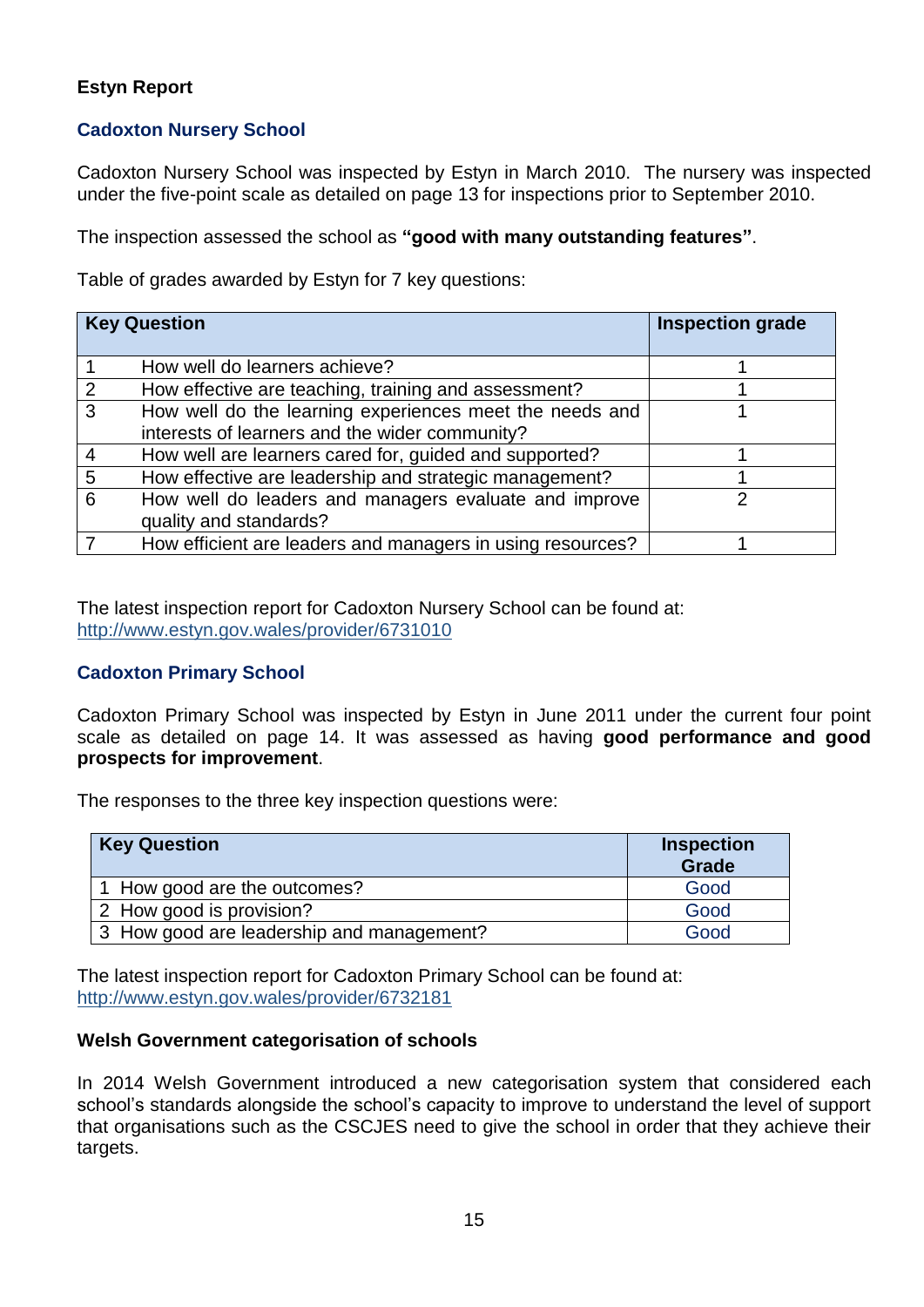**Estyn Report**

## Cadoxton Nursery School

Cadoxton Nursery School was inspected by Estyn in March 2010. The nursery was inspected under the five-point scale as detailed on page 13 for inspections prior to September 2010.

The inspection assessed the school as **"good with many outstanding features"**.

Table of grades awarded by Estyn for 7 key questions:

| Key Question | | Inspection grade |
|---|---|---|
| 1 | How well do learners achieve? | 1 |
| 2 | How effective are teaching, training and assessment? | 1 |
| 3 | How well do the learning experiences meet the needs and interests of learners and the wider community? | 1 |
| 4 | How well are learners cared for, guided and supported? | 1 |
| 5 | How effective are leadership and strategic management? | 1 |
| 6 | How well do leaders and managers evaluate and improve quality and standards? | 2 |
| 7 | How efficient are leaders and managers in using resources? | 1 |

The latest inspection report for Cadoxton Nursery School can be found at:
http://www.estyn.gov.wales/provider/6731010

## Cadoxton Primary School

Cadoxton Primary School was inspected by Estyn in June 2011 under the current four point scale as detailed on page 14. It was assessed as having **good performance and good prospects for improvement**.

The responses to the three key inspection questions were:

| Key Question | Inspection Grade |
|---|---|
| 1 How good are the outcomes? | Good |
| 2 How good is provision? | Good |
| 3 How good are leadership and management? | Good |

The latest inspection report for Cadoxton Primary School can be found at:
http://www.estyn.gov.wales/provider/6732181

**Welsh Government categorisation of schools**

In 2014 Welsh Government introduced a new categorisation system that considered each school's standards alongside the school's capacity to improve to understand the level of support that organisations such as the CSCJES need to give the school in order that they achieve their targets.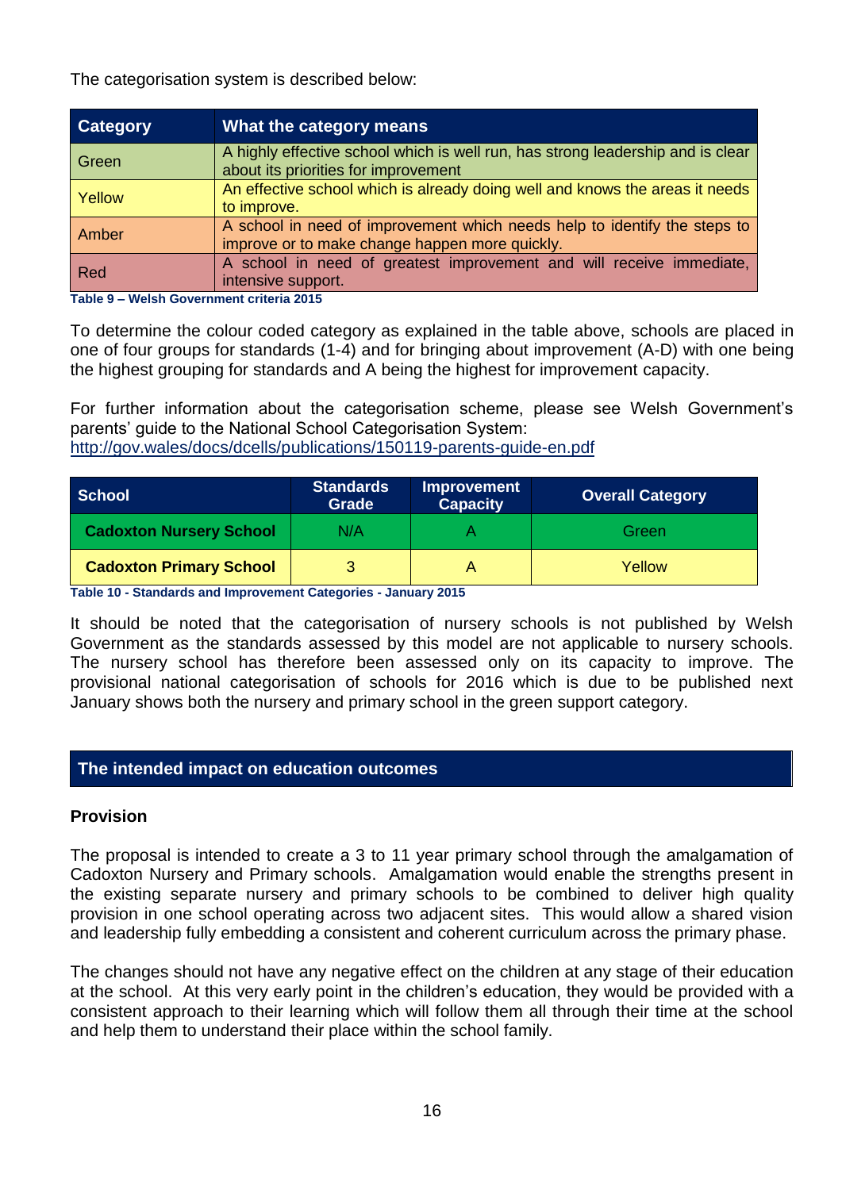The categorisation system is described below:

| Category | What the category means |
| --- | --- |
| Green | A highly effective school which is well run, has strong leadership and is clear about its priorities for improvement |
| Yellow | An effective school which is already doing well and knows the areas it needs to improve. |
| Amber | A school in need of improvement which needs help to identify the steps to improve or to make change happen more quickly. |
| Red | A school in need of greatest improvement and will receive immediate, intensive support. |

**Table 9 – Welsh Government criteria 2015**

To determine the colour coded category as explained in the table above, schools are placed in one of four groups for standards (1-4) and for bringing about improvement (A-D) with one being the highest grouping for standards and A being the highest for improvement capacity.

For further information about the categorisation scheme, please see Welsh Government's parents' guide to the National School Categorisation System:
http://gov.wales/docs/dcells/publications/150119-parents-guide-en.pdf

| School | Standards Grade | Improvement Capacity | Overall Category |
| --- | --- | --- | --- |
| **Cadoxton Nursery School** | N/A | A | Green |
| **Cadoxton Primary School** | 3 | A | Yellow |

**Table 10 - Standards and Improvement Categories - January 2015**

It should be noted that the categorisation of nursery schools is not published by Welsh Government as the standards assessed by this model are not applicable to nursery schools. The nursery school has therefore been assessed only on its capacity to improve. The provisional national categorisation of schools for 2016 which is due to be published next January shows both the nursery and primary school in the green support category.

## The intended impact on education outcomes

### Provision

The proposal is intended to create a 3 to 11 year primary school through the amalgamation of Cadoxton Nursery and Primary schools. Amalgamation would enable the strengths present in the existing separate nursery and primary schools to be combined to deliver high quality provision in one school operating across two adjacent sites. This would allow a shared vision and leadership fully embedding a consistent and coherent curriculum across the primary phase.

The changes should not have any negative effect on the children at any stage of their education at the school. At this very early point in the children's education, they would be provided with a consistent approach to their learning which will follow them all through their time at the school and help them to understand their place within the school family.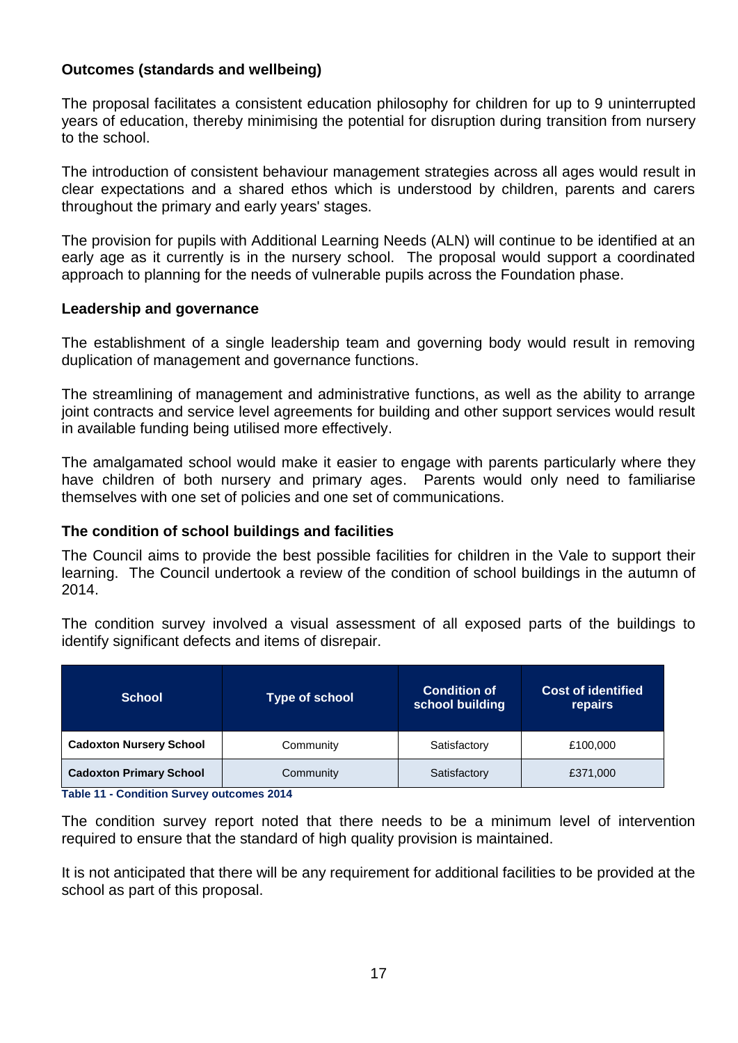**Outcomes (standards and wellbeing)**

The proposal facilitates a consistent education philosophy for children for up to 9 uninterrupted years of education, thereby minimising the potential for disruption during transition from nursery to the school.

The introduction of consistent behaviour management strategies across all ages would result in clear expectations and a shared ethos which is understood by children, parents and carers throughout the primary and early years' stages.

The provision for pupils with Additional Learning Needs (ALN) will continue to be identified at an early age as it currently is in the nursery school. The proposal would support a coordinated approach to planning for the needs of vulnerable pupils across the Foundation phase.

**Leadership and governance**

The establishment of a single leadership team and governing body would result in removing duplication of management and governance functions.

The streamlining of management and administrative functions, as well as the ability to arrange joint contracts and service level agreements for building and other support services would result in available funding being utilised more effectively.

The amalgamated school would make it easier to engage with parents particularly where they have children of both nursery and primary ages. Parents would only need to familiarise themselves with one set of policies and one set of communications.

**The condition of school buildings and facilities**

The Council aims to provide the best possible facilities for children in the Vale to support their learning. The Council undertook a review of the condition of school buildings in the autumn of 2014.

The condition survey involved a visual assessment of all exposed parts of the buildings to identify significant defects and items of disrepair.

| School | Type of school | Condition of school building | Cost of identified repairs |
|---|---|---|---|
| **Cadoxton Nursery School** | Community | Satisfactory | £100,000 |
| **Cadoxton Primary School** | Community | Satisfactory | £371,000 |

**Table 11 - Condition Survey outcomes 2014**

The condition survey report noted that there needs to be a minimum level of intervention required to ensure that the standard of high quality provision is maintained.

It is not anticipated that there will be any requirement for additional facilities to be provided at the school as part of this proposal.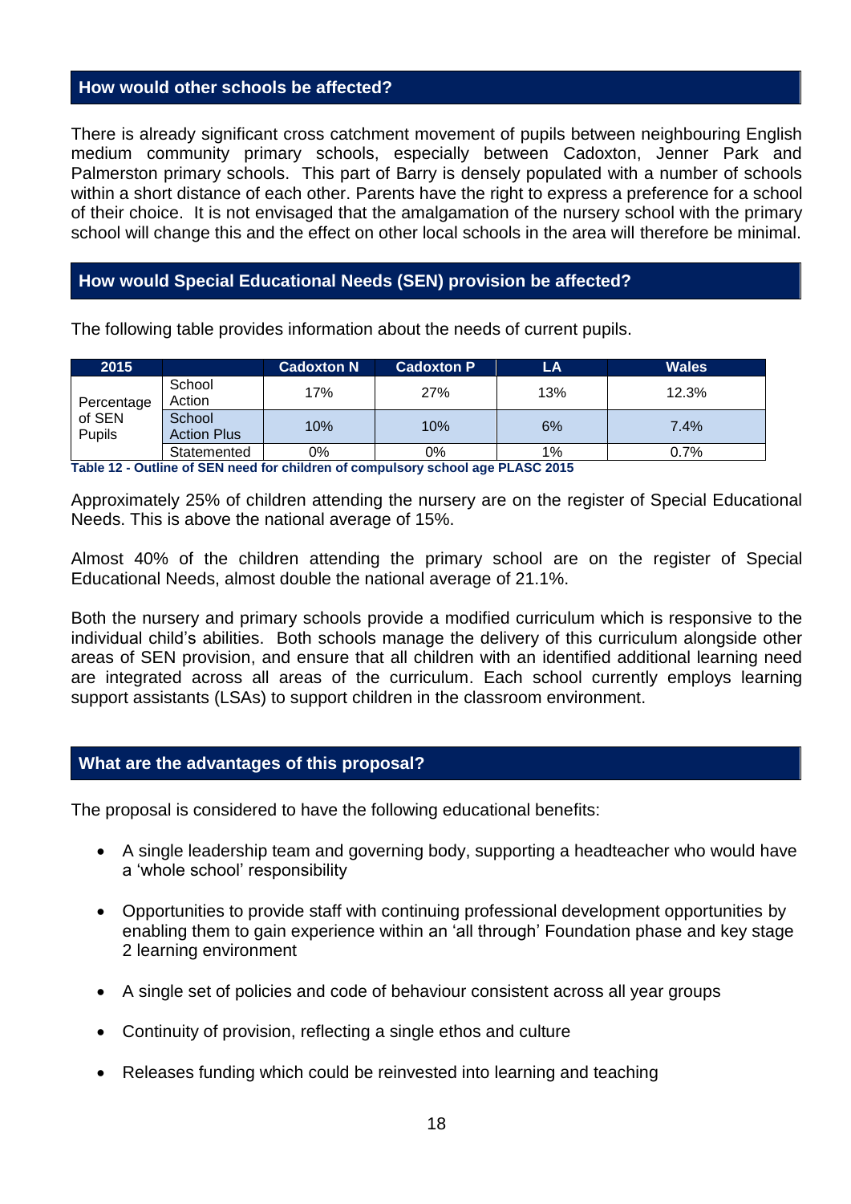## How would other schools be affected?

There is already significant cross catchment movement of pupils between neighbouring English medium community primary schools, especially between Cadoxton, Jenner Park and Palmerston primary schools. This part of Barry is densely populated with a number of schools within a short distance of each other. Parents have the right to express a preference for a school of their choice. It is not envisaged that the amalgamation of the nursery school with the primary school will change this and the effect on other local schools in the area will therefore be minimal.

## How would Special Educational Needs (SEN) provision be affected?

The following table provides information about the needs of current pupils.

| 2015 | | Cadoxton N | Cadoxton P | LA | Wales |
|---|---|---|---|---|---|
| Percentage of SEN Pupils | School Action | 17% | 27% | 13% | 12.3% |
| | School Action Plus | 10% | 10% | 6% | 7.4% |
| | Statemented | 0% | 0% | 1% | 0.7% |

**Table 12 - Outline of SEN need for children of compulsory school age PLASC 2015**

Approximately 25% of children attending the nursery are on the register of Special Educational Needs. This is above the national average of 15%.

Almost 40% of the children attending the primary school are on the register of Special Educational Needs, almost double the national average of 21.1%.

Both the nursery and primary schools provide a modified curriculum which is responsive to the individual child's abilities. Both schools manage the delivery of this curriculum alongside other areas of SEN provision, and ensure that all children with an identified additional learning need are integrated across all areas of the curriculum. Each school currently employs learning support assistants (LSAs) to support children in the classroom environment.

## What are the advantages of this proposal?

The proposal is considered to have the following educational benefits:

- A single leadership team and governing body, supporting a headteacher who would have a 'whole school' responsibility
- Opportunities to provide staff with continuing professional development opportunities by enabling them to gain experience within an 'all through' Foundation phase and key stage 2 learning environment
- A single set of policies and code of behaviour consistent across all year groups
- Continuity of provision, reflecting a single ethos and culture
- Releases funding which could be reinvested into learning and teaching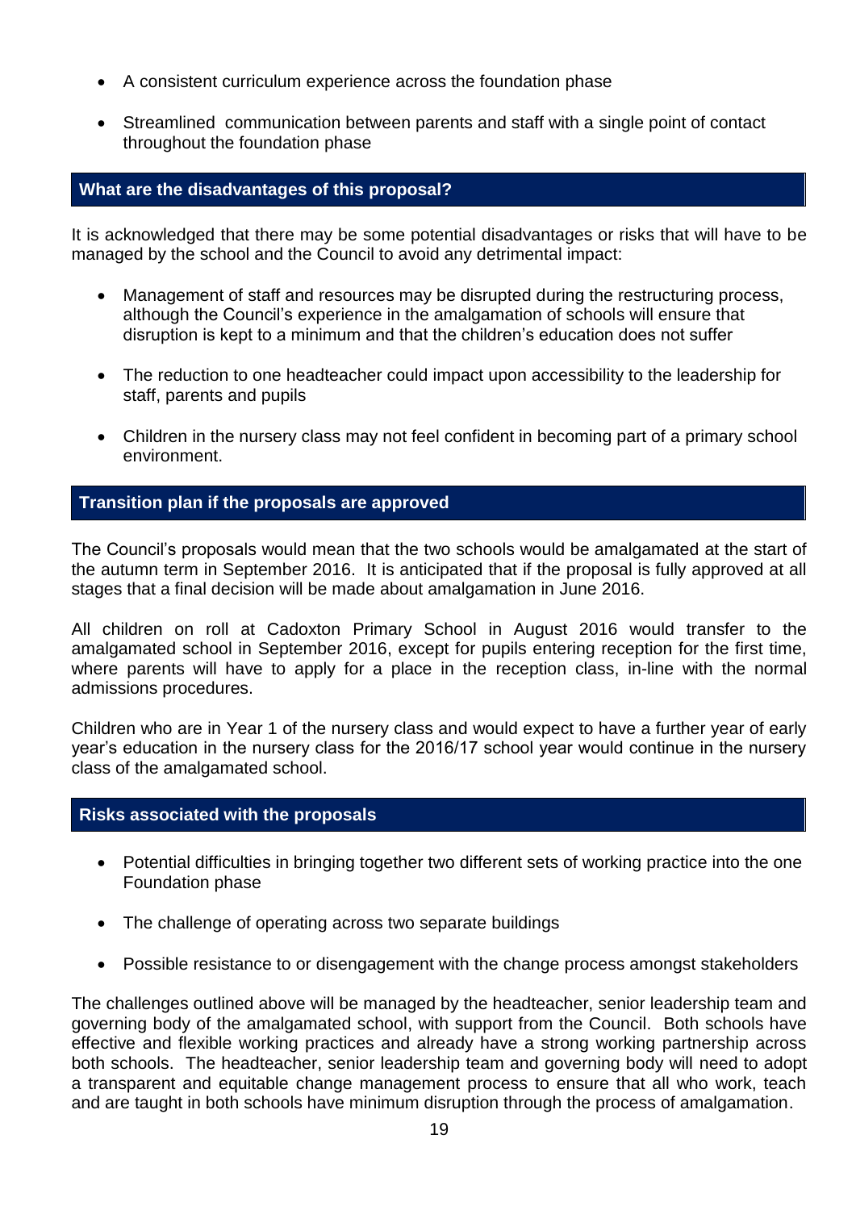- A consistent curriculum experience across the foundation phase

- Streamlined communication between parents and staff with a single point of contact throughout the foundation phase

## What are the disadvantages of this proposal?

It is acknowledged that there may be some potential disadvantages or risks that will have to be managed by the school and the Council to avoid any detrimental impact:

- Management of staff and resources may be disrupted during the restructuring process, although the Council's experience in the amalgamation of schools will ensure that disruption is kept to a minimum and that the children's education does not suffer

- The reduction to one headteacher could impact upon accessibility to the leadership for staff, parents and pupils

- Children in the nursery class may not feel confident in becoming part of a primary school environment.

## Transition plan if the proposals are approved

The Council's proposals would mean that the two schools would be amalgamated at the start of the autumn term in September 2016. It is anticipated that if the proposal is fully approved at all stages that a final decision will be made about amalgamation in June 2016.

All children on roll at Cadoxton Primary School in August 2016 would transfer to the amalgamated school in September 2016, except for pupils entering reception for the first time, where parents will have to apply for a place in the reception class, in-line with the normal admissions procedures.

Children who are in Year 1 of the nursery class and would expect to have a further year of early year's education in the nursery class for the 2016/17 school year would continue in the nursery class of the amalgamated school.

## Risks associated with the proposals

- Potential difficulties in bringing together two different sets of working practice into the one Foundation phase

- The challenge of operating across two separate buildings

- Possible resistance to or disengagement with the change process amongst stakeholders

The challenges outlined above will be managed by the headteacher, senior leadership team and governing body of the amalgamated school, with support from the Council. Both schools have effective and flexible working practices and already have a strong working partnership across both schools. The headteacher, senior leadership team and governing body will need to adopt a transparent and equitable change management process to ensure that all who work, teach and are taught in both schools have minimum disruption through the process of amalgamation.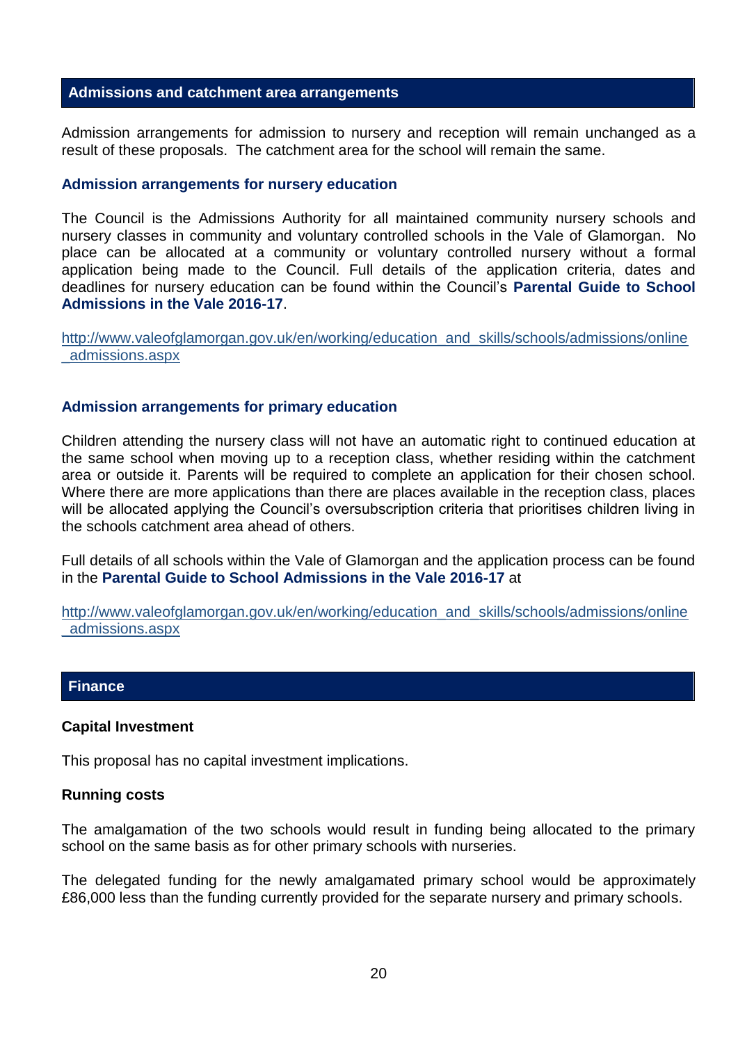## Admissions and catchment area arrangements

Admission arrangements for admission to nursery and reception will remain unchanged as a result of these proposals. The catchment area for the school will remain the same.

### Admission arrangements for nursery education

The Council is the Admissions Authority for all maintained community nursery schools and nursery classes in community and voluntary controlled schools in the Vale of Glamorgan. No place can be allocated at a community or voluntary controlled nursery without a formal application being made to the Council. Full details of the application criteria, dates and deadlines for nursery education can be found within the Council's **Parental Guide to School Admissions in the Vale 2016-17**.

http://www.valeofglamorgan.gov.uk/en/working/education_and_skills/schools/admissions/online_admissions.aspx

### Admission arrangements for primary education

Children attending the nursery class will not have an automatic right to continued education at the same school when moving up to a reception class, whether residing within the catchment area or outside it. Parents will be required to complete an application for their chosen school. Where there are more applications than there are places available in the reception class, places will be allocated applying the Council's oversubscription criteria that prioritises children living in the schools catchment area ahead of others.

Full details of all schools within the Vale of Glamorgan and the application process can be found in the **Parental Guide to School Admissions in the Vale 2016-17** at

http://www.valeofglamorgan.gov.uk/en/working/education_and_skills/schools/admissions/online_admissions.aspx

## Finance

### Capital Investment

This proposal has no capital investment implications.

### Running costs

The amalgamation of the two schools would result in funding being allocated to the primary school on the same basis as for other primary schools with nurseries.

The delegated funding for the newly amalgamated primary school would be approximately £86,000 less than the funding currently provided for the separate nursery and primary schools.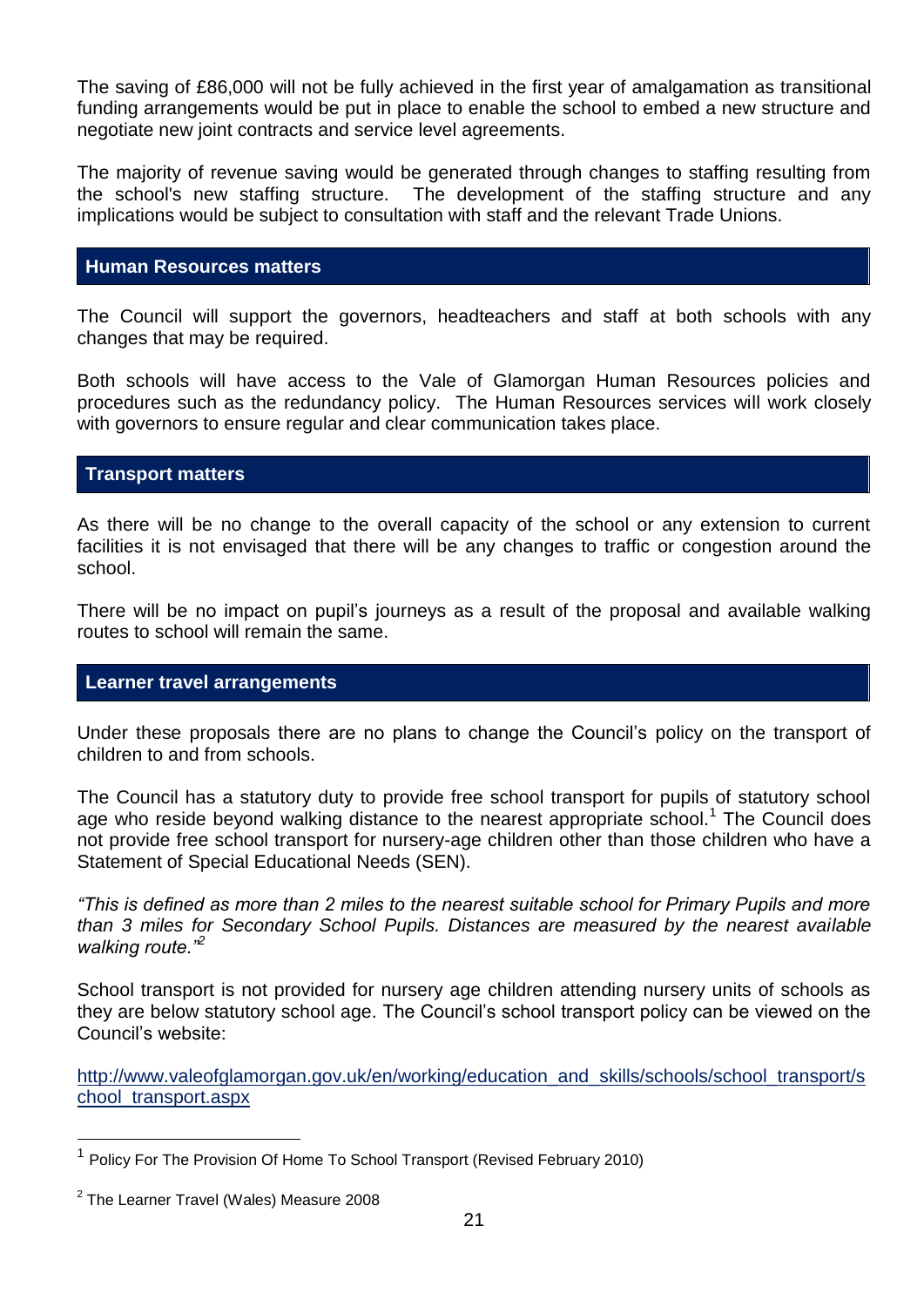The saving of £86,000 will not be fully achieved in the first year of amalgamation as transitional funding arrangements would be put in place to enable the school to embed a new structure and negotiate new joint contracts and service level agreements.

The majority of revenue saving would be generated through changes to staffing resulting from the school's new staffing structure. The development of the staffing structure and any implications would be subject to consultation with staff and the relevant Trade Unions.

## Human Resources matters

The Council will support the governors, headteachers and staff at both schools with any changes that may be required.

Both schools will have access to the Vale of Glamorgan Human Resources policies and procedures such as the redundancy policy. The Human Resources services will work closely with governors to ensure regular and clear communication takes place.

## Transport matters

As there will be no change to the overall capacity of the school or any extension to current facilities it is not envisaged that there will be any changes to traffic or congestion around the school.

There will be no impact on pupil's journeys as a result of the proposal and available walking routes to school will remain the same.

## Learner travel arrangements

Under these proposals there are no plans to change the Council's policy on the transport of children to and from schools.

The Council has a statutory duty to provide free school transport for pupils of statutory school age who reside beyond walking distance to the nearest appropriate school.[1] The Council does not provide free school transport for nursery-age children other than those children who have a Statement of Special Educational Needs (SEN).

*"This is defined as more than 2 miles to the nearest suitable school for Primary Pupils and more than 3 miles for Secondary School Pupils. Distances are measured by the nearest available walking route."*[2]

School transport is not provided for nursery age children attending nursery units of schools as they are below statutory school age. The Council's school transport policy can be viewed on the Council's website:

[http://www.valeofglamorgan.gov.uk/en/working/education_and_skills/schools/school_transport/school_transport.aspx](http://www.valeofglamorgan.gov.uk/en/working/education_and_skills/schools/school_transport/school_transport.aspx)

---

[1] Policy For The Provision Of Home To School Transport (Revised February 2010)

[2] The Learner Travel (Wales) Measure 2008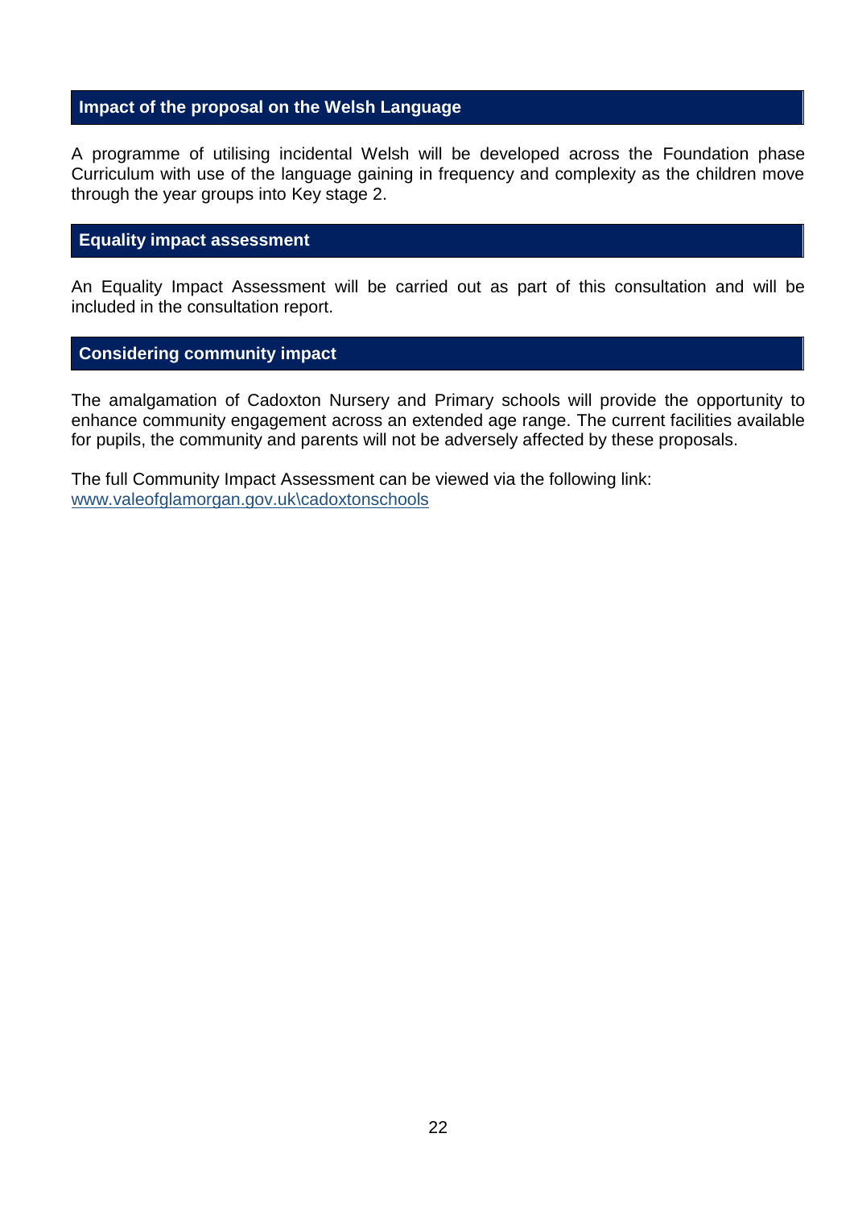## Impact of the proposal on the Welsh Language

A programme of utilising incidental Welsh will be developed across the Foundation phase Curriculum with use of the language gaining in frequency and complexity as the children move through the year groups into Key stage 2.

## Equality impact assessment

An Equality Impact Assessment will be carried out as part of this consultation and will be included in the consultation report.

## Considering community impact

The amalgamation of Cadoxton Nursery and Primary schools will provide the opportunity to enhance community engagement across an extended age range. The current facilities available for pupils, the community and parents will not be adversely affected by these proposals.

The full Community Impact Assessment can be viewed via the following link:
www.valeofglamorgan.gov.uk\cadoxtonschools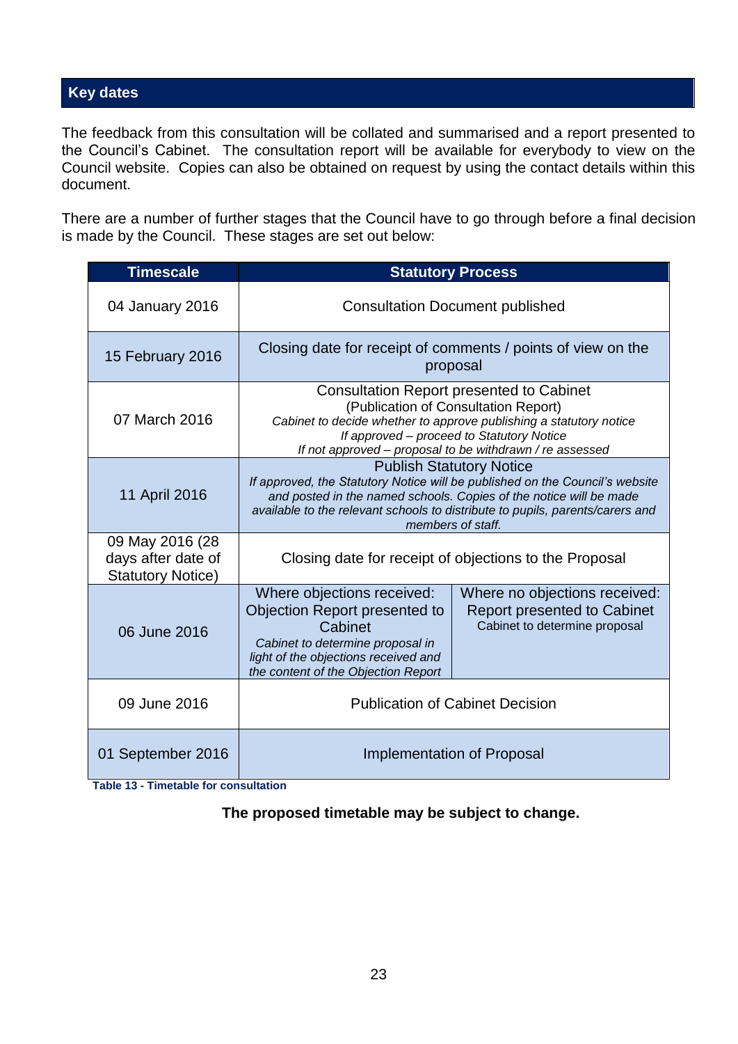## Key dates

The feedback from this consultation will be collated and summarised and a report presented to the Council's Cabinet. The consultation report will be available for everybody to view on the Council website. Copies can also be obtained on request by using the contact details within this document.

There are a number of further stages that the Council have to go through before a final decision is made by the Council. These stages are set out below:

| Timescale | Statutory Process | |
|---|---|---|
| 04 January 2016 | Consultation Document published | |
| 15 February 2016 | Closing date for receipt of comments / points of view on the proposal | |
| 07 March 2016 | Consultation Report presented to Cabinet<br>(Publication of Consultation Report)<br>*Cabinet to decide whether to approve publishing a statutory notice*<br>*If approved – proceed to Statutory Notice*<br>*If not approved – proposal to be withdrawn / re assessed* | |
| 11 April 2016 | Publish Statutory Notice<br>*If approved, the Statutory Notice will be published on the Council's website and posted in the named schools. Copies of the notice will be made available to the relevant schools to distribute to pupils, parents/carers and members of staff.* | |
| 09 May 2016 (28 days after date of Statutory Notice) | Closing date for receipt of objections to the Proposal | |
| 06 June 2016 | Where objections received:<br>Objection Report presented to Cabinet<br>*Cabinet to determine proposal in light of the objections received and the content of the Objection Report* | Where no objections received:<br>Report presented to Cabinet<br>Cabinet to determine proposal |
| 09 June 2016 | Publication of Cabinet Decision | |
| 01 September 2016 | Implementation of Proposal | |

**Table 13 - Timetable for consultation**

**The proposed timetable may be subject to change.**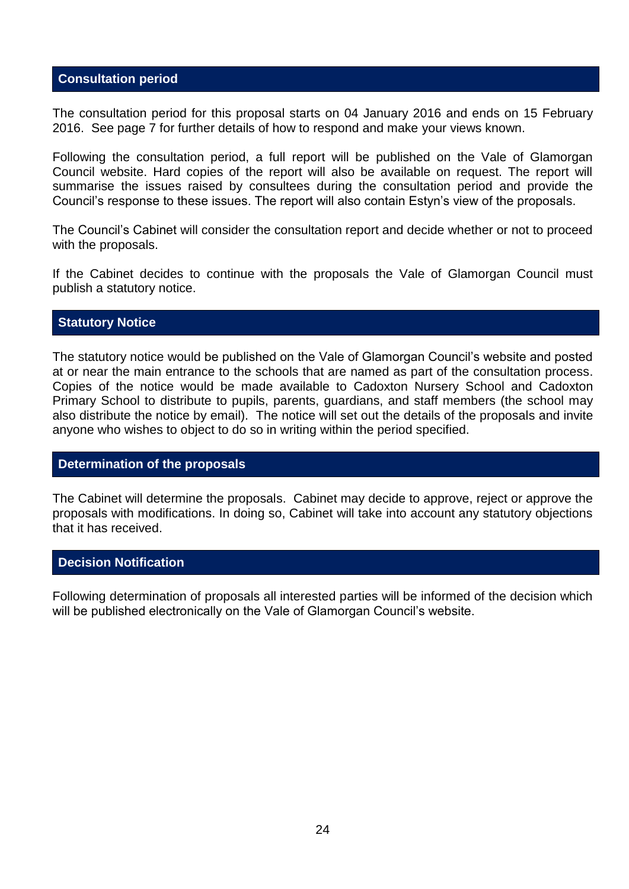## Consultation period

The consultation period for this proposal starts on 04 January 2016 and ends on 15 February 2016. See page 7 for further details of how to respond and make your views known.

Following the consultation period, a full report will be published on the Vale of Glamorgan Council website. Hard copies of the report will also be available on request. The report will summarise the issues raised by consultees during the consultation period and provide the Council's response to these issues. The report will also contain Estyn's view of the proposals.

The Council's Cabinet will consider the consultation report and decide whether or not to proceed with the proposals.

If the Cabinet decides to continue with the proposals the Vale of Glamorgan Council must publish a statutory notice.

## Statutory Notice

The statutory notice would be published on the Vale of Glamorgan Council's website and posted at or near the main entrance to the schools that are named as part of the consultation process. Copies of the notice would be made available to Cadoxton Nursery School and Cadoxton Primary School to distribute to pupils, parents, guardians, and staff members (the school may also distribute the notice by email). The notice will set out the details of the proposals and invite anyone who wishes to object to do so in writing within the period specified.

## Determination of the proposals

The Cabinet will determine the proposals. Cabinet may decide to approve, reject or approve the proposals with modifications. In doing so, Cabinet will take into account any statutory objections that it has received.

## Decision Notification

Following determination of proposals all interested parties will be informed of the decision which will be published electronically on the Vale of Glamorgan Council's website.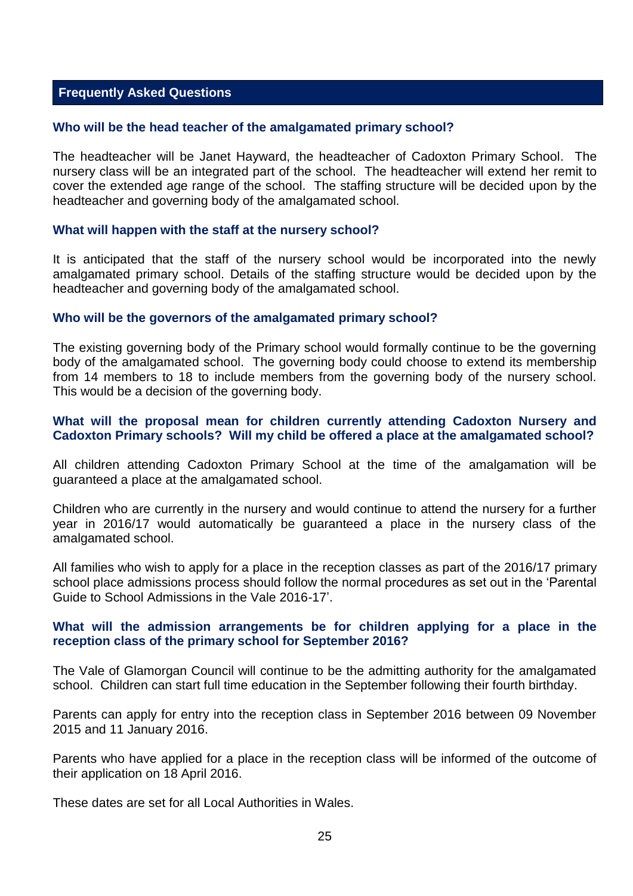## Frequently Asked Questions

### Who will be the head teacher of the amalgamated primary school?

The headteacher will be Janet Hayward, the headteacher of Cadoxton Primary School. The nursery class will be an integrated part of the school. The headteacher will extend her remit to cover the extended age range of the school. The staffing structure will be decided upon by the headteacher and governing body of the amalgamated school.

### What will happen with the staff at the nursery school?

It is anticipated that the staff of the nursery school would be incorporated into the newly amalgamated primary school. Details of the staffing structure would be decided upon by the headteacher and governing body of the amalgamated school.

### Who will be the governors of the amalgamated primary school?

The existing governing body of the Primary school would formally continue to be the governing body of the amalgamated school. The governing body could choose to extend its membership from 14 members to 18 to include members from the governing body of the nursery school. This would be a decision of the governing body.

### What will the proposal mean for children currently attending Cadoxton Nursery and Cadoxton Primary schools? Will my child be offered a place at the amalgamated school?

All children attending Cadoxton Primary School at the time of the amalgamation will be guaranteed a place at the amalgamated school.

Children who are currently in the nursery and would continue to attend the nursery for a further year in 2016/17 would automatically be guaranteed a place in the nursery class of the amalgamated school.

All families who wish to apply for a place in the reception classes as part of the 2016/17 primary school place admissions process should follow the normal procedures as set out in the 'Parental Guide to School Admissions in the Vale 2016-17'.

### What will the admission arrangements be for children applying for a place in the reception class of the primary school for September 2016?

The Vale of Glamorgan Council will continue to be the admitting authority for the amalgamated school. Children can start full time education in the September following their fourth birthday.

Parents can apply for entry into the reception class in September 2016 between 09 November 2015 and 11 January 2016.

Parents who have applied for a place in the reception class will be informed of the outcome of their application on 18 April 2016.

These dates are set for all Local Authorities in Wales.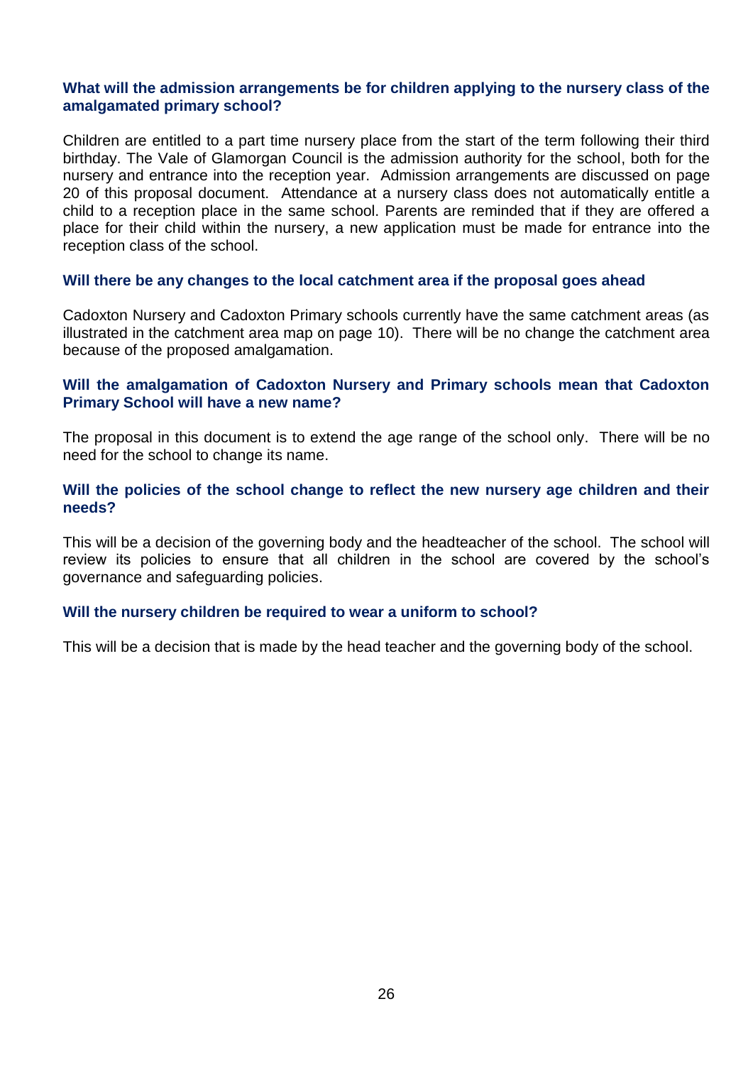### What will the admission arrangements be for children applying to the nursery class of the amalgamated primary school?

Children are entitled to a part time nursery place from the start of the term following their third birthday. The Vale of Glamorgan Council is the admission authority for the school, both for the nursery and entrance into the reception year. Admission arrangements are discussed on page 20 of this proposal document. Attendance at a nursery class does not automatically entitle a child to a reception place in the same school. Parents are reminded that if they are offered a place for their child within the nursery, a new application must be made for entrance into the reception class of the school.

### Will there be any changes to the local catchment area if the proposal goes ahead

Cadoxton Nursery and Cadoxton Primary schools currently have the same catchment areas (as illustrated in the catchment area map on page 10). There will be no change the catchment area because of the proposed amalgamation.

### Will the amalgamation of Cadoxton Nursery and Primary schools mean that Cadoxton Primary School will have a new name?

The proposal in this document is to extend the age range of the school only. There will be no need for the school to change its name.

### Will the policies of the school change to reflect the new nursery age children and their needs?

This will be a decision of the governing body and the headteacher of the school. The school will review its policies to ensure that all children in the school are covered by the school's governance and safeguarding policies.

### Will the nursery children be required to wear a uniform to school?

This will be a decision that is made by the head teacher and the governing body of the school.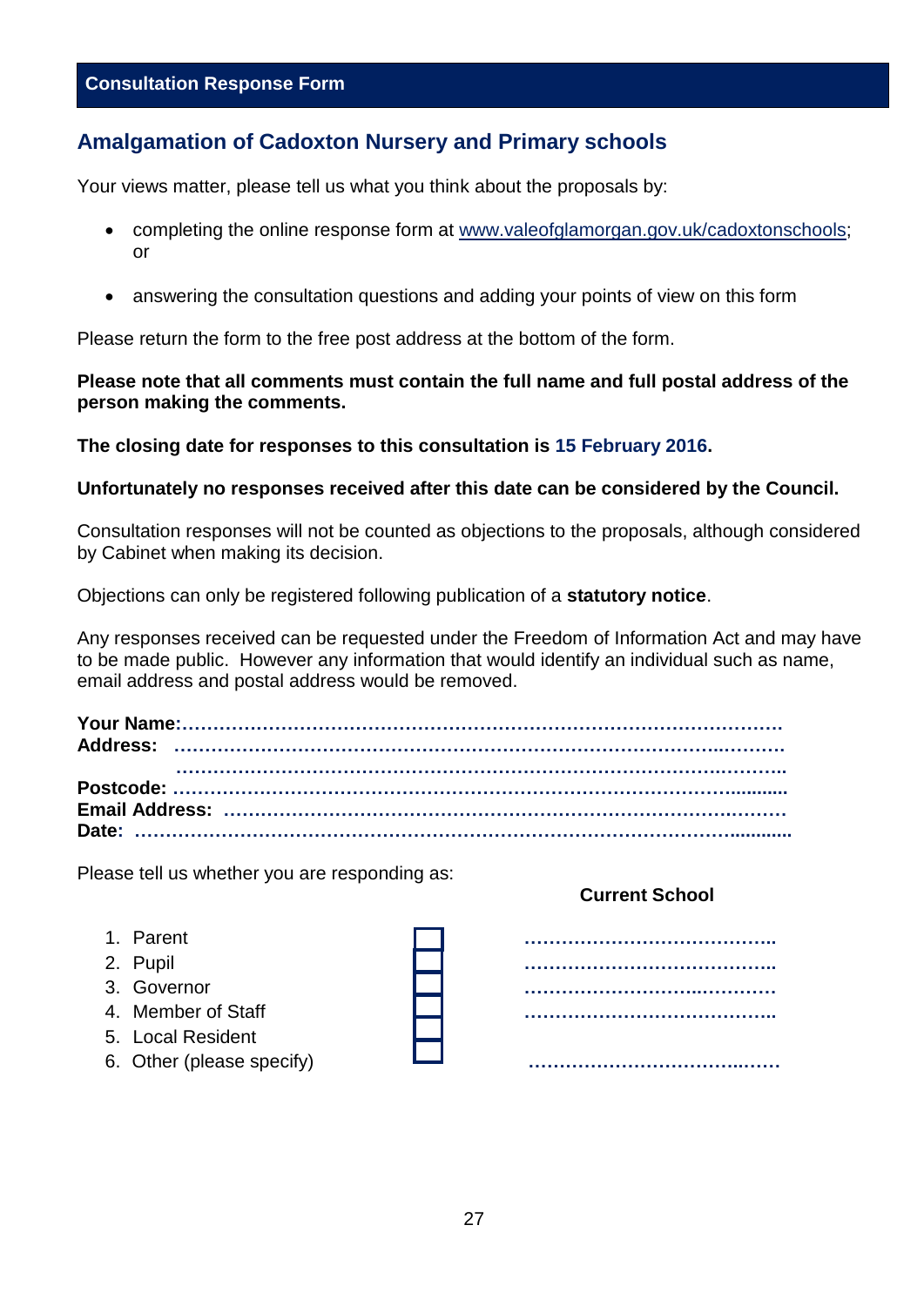## Consultation Response Form

### Amalgamation of Cadoxton Nursery and Primary schools

Your views matter, please tell us what you think about the proposals by:

- completing the online response form at www.valeofglamorgan.gov.uk/cadoxtonschools; or

- answering the consultation questions and adding your points of view on this form

Please return the form to the free post address at the bottom of the form.

**Please note that all comments must contain the full name and full postal address of the person making the comments.**

**The closing date for responses to this consultation is 15 February 2016.**

**Unfortunately no responses received after this date can be considered by the Council.**

Consultation responses will not be counted as objections to the proposals, although considered by Cabinet when making its decision.

Objections can only be registered following publication of a **statutory notice**.

Any responses received can be requested under the Freedom of Information Act and may have to be made public. However any information that would identify an individual such as name, email address and postal address would be removed.

**Your Name:**……………………………………………………………………………………
**Address:** ……………………………………………………………………………………
……………………………………………………………………………………
**Postcode:** ……………………………………………………………………………………
**Email Address:** ………………………………………………………………………………
**Date:** ……………………………………………………………………………………………

Please tell us whether you are responding as:

| | | **Current School** |
|---|---|---|
| 1. Parent | ☐ | …………………………………… |
| 2. Pupil | ☐ | …………………………………… |
| 3. Governor | ☐ | …………………………………… |
| 4. Member of Staff | ☐ | …………………………………… |
| 5. Local Resident | ☐ | |
| 6. Other (please specify) | ☐ | …………………………………… |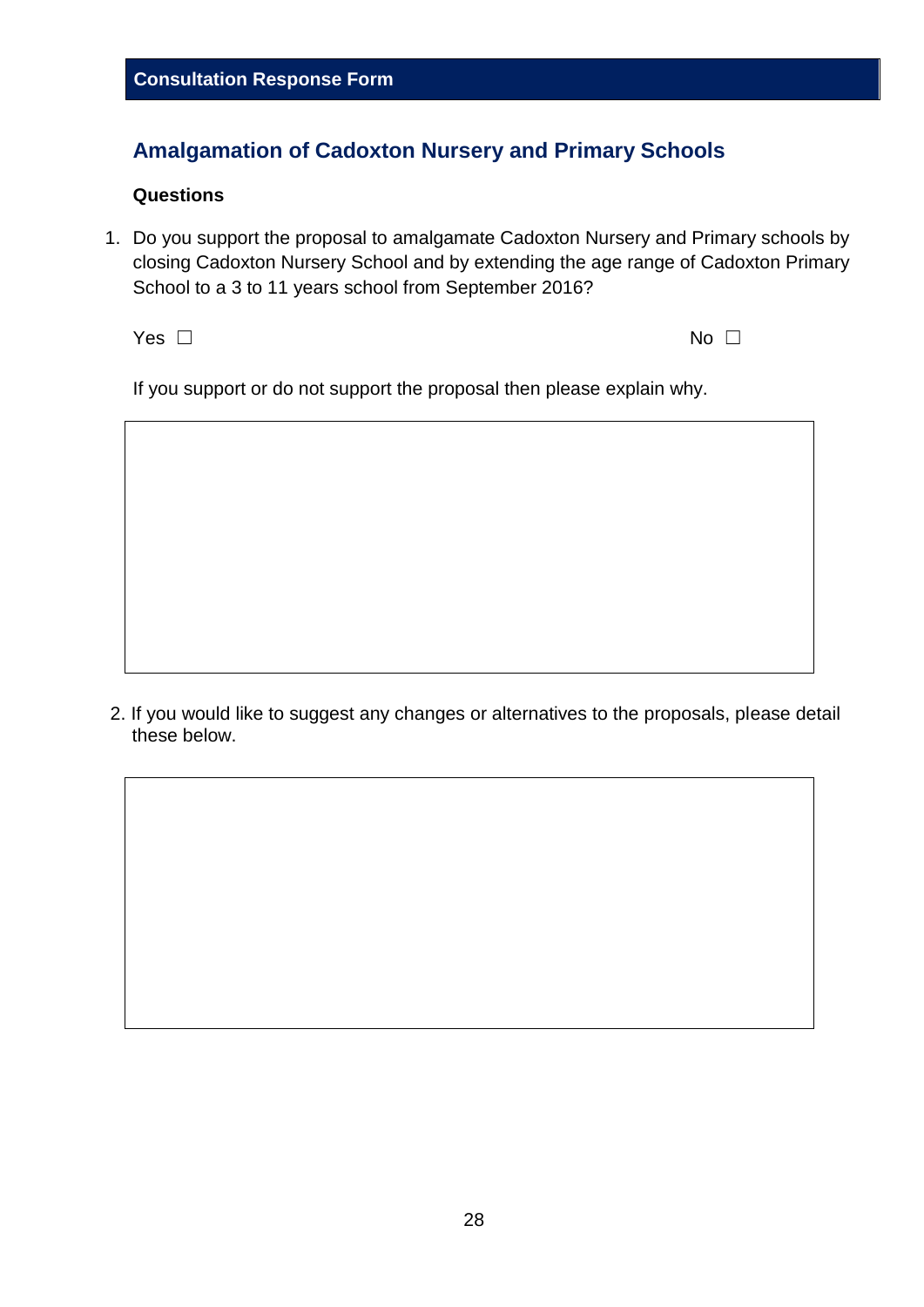**Consultation Response Form**

## Amalgamation of Cadoxton Nursery and Primary Schools

**Questions**

1. Do you support the proposal to amalgamate Cadoxton Nursery and Primary schools by closing Cadoxton Nursery School and by extending the age range of Cadoxton Primary School to a 3 to 11 years school from September 2016?

   Yes ☐ No ☐

   If you support or do not support the proposal then please explain why.

2. If you would like to suggest any changes or alternatives to the proposals, please detail these below.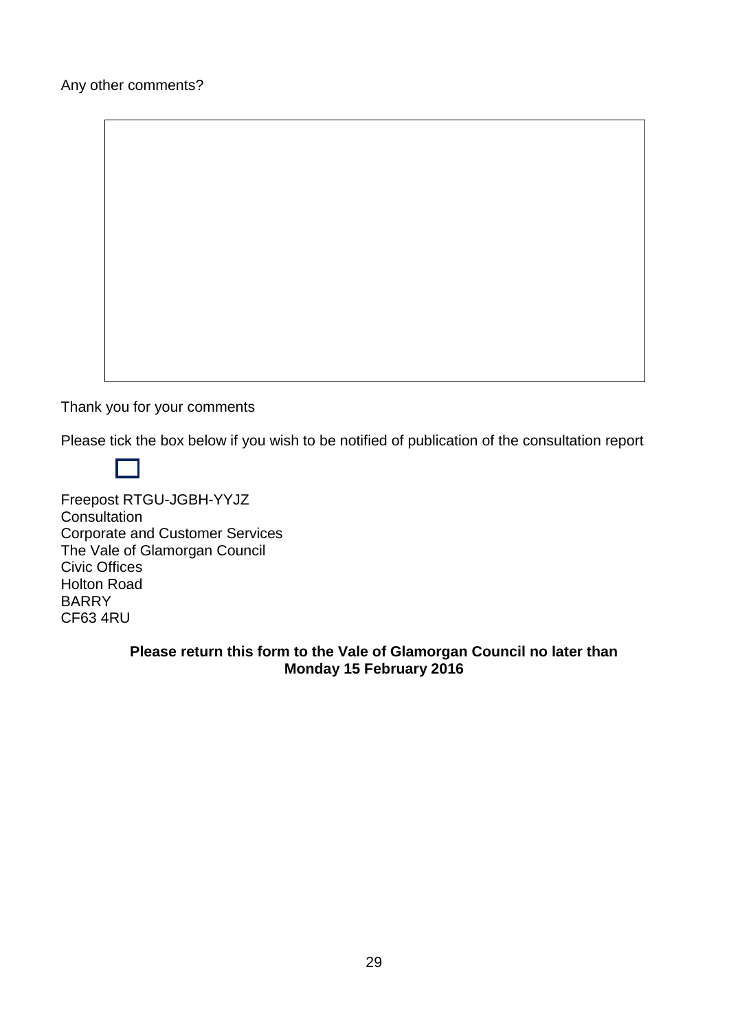Any other comments?

Thank you for your comments

Please tick the box below if you wish to be notified of publication of the consultation report

☐

Freepost RTGU-JGBH-YYJZ
Consultation
Corporate and Customer Services
The Vale of Glamorgan Council
Civic Offices
Holton Road
BARRY
CF63 4RU

**Please return this form to the Vale of Glamorgan Council no later than Monday 15 February 2016**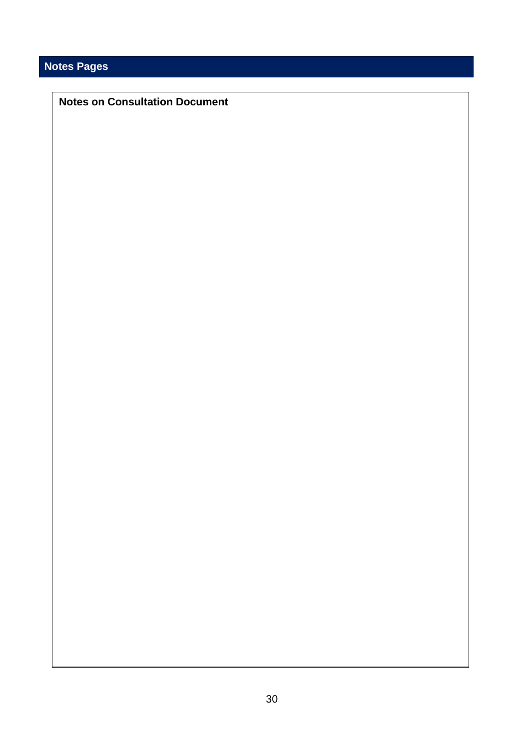## Notes Pages

**Notes on Consultation Document**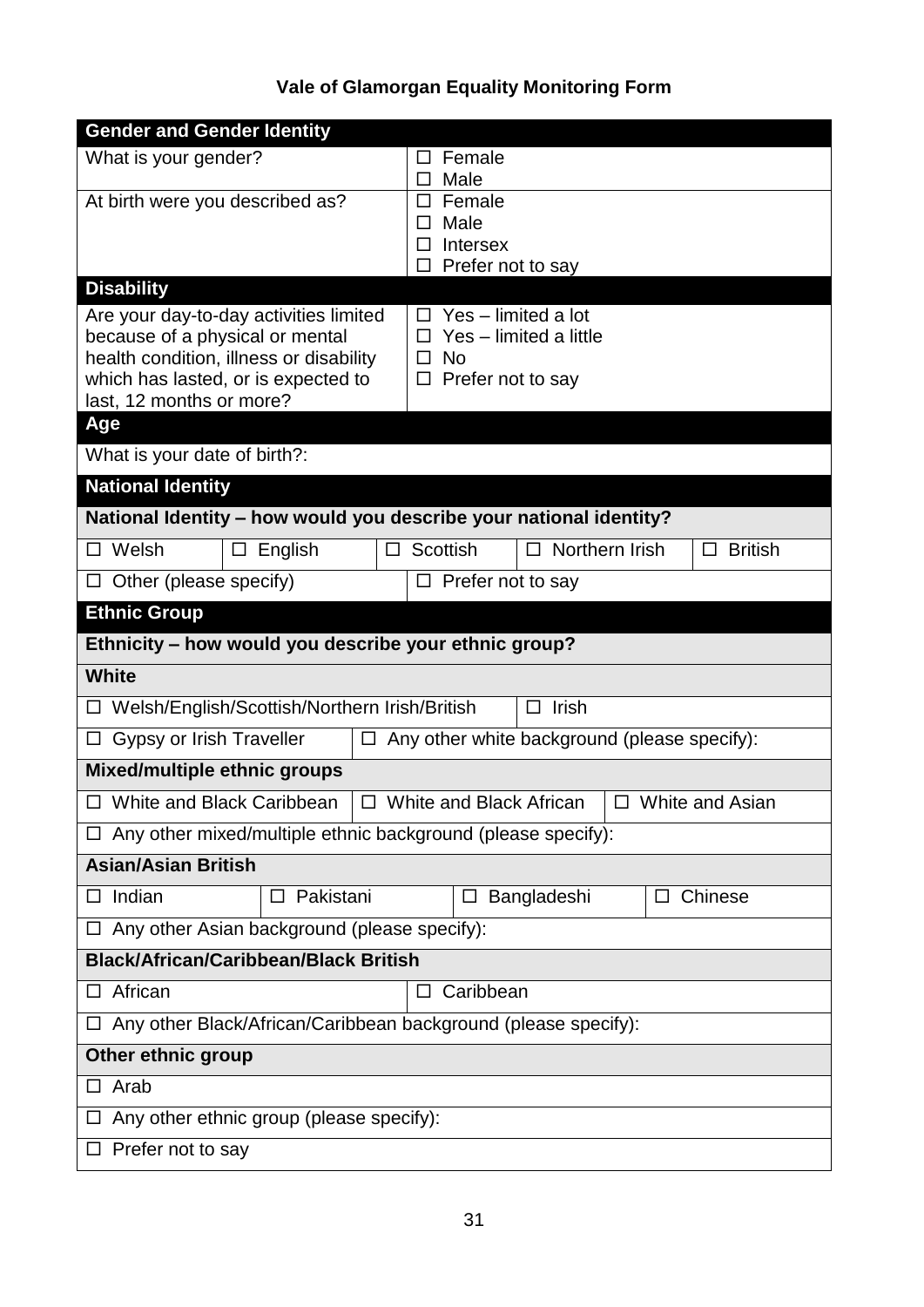# Vale of Glamorgan Equality Monitoring Form

| **Gender and Gender Identity** | |
|---|---|
| What is your gender? | ☐ Female<br>☐ Male |
| At birth were you described as? | ☐ Female<br>☐ Male<br>☐ Intersex<br>☐ Prefer not to say |
| **Disability** | |
| Are your day-to-day activities limited because of a physical or mental health condition, illness or disability which has lasted, or is expected to last, 12 months or more? | ☐ Yes – limited a lot<br>☐ Yes – limited a little<br>☐ No<br>☐ Prefer not to say |
| **Age** | |
| What is your date of birth?: | |

| **National Identity** | | | | |
|---|---|---|---|---|
| **National Identity – how would you describe your national identity?** | | | | |
| ☐ Welsh | ☐ English | ☐ Scottish | ☐ Northern Irish | ☐ British |
| ☐ Other (please specify) | | ☐ Prefer not to say | | |

| **Ethnic Group** | | | |
|---|---|---|---|
| **Ethnicity – how would you describe your ethnic group?** | | | |
| **White** | | | |
| ☐ Welsh/English/Scottish/Northern Irish/British | | ☐ Irish | |
| ☐ Gypsy or Irish Traveller | ☐ Any other white background (please specify): | | |
| **Mixed/multiple ethnic groups** | | | |
| ☐ White and Black Caribbean | ☐ White and Black African | ☐ White and Asian | |
| ☐ Any other mixed/multiple ethnic background (please specify): | | | |
| **Asian/Asian British** | | | |
| ☐ Indian | ☐ Pakistani | ☐ Bangladeshi | ☐ Chinese |
| ☐ Any other Asian background (please specify): | | | |
| **Black/African/Caribbean/Black British** | | | |
| ☐ African | ☐ Caribbean | | |
| ☐ Any other Black/African/Caribbean background (please specify): | | | |
| **Other ethnic group** | | | |
| ☐ Arab | | | |
| ☐ Any other ethnic group (please specify): | | | |
| ☐ Prefer not to say | | | |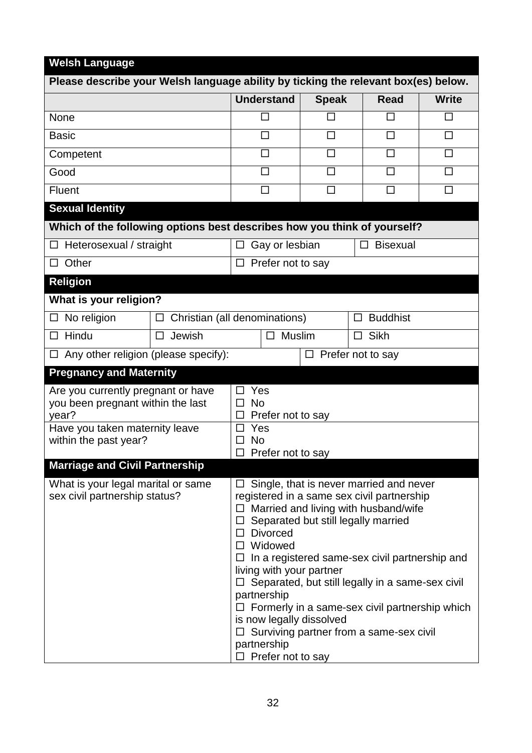## Welsh Language

**Please describe your Welsh language ability by ticking the relevant box(es) below.**

| | Understand | Speak | Read | Write |
|---|---|---|---|---|
| None | ☐ | ☐ | ☐ | ☐ |
| Basic | ☐ | ☐ | ☐ | ☐ |
| Competent | ☐ | ☐ | ☐ | ☐ |
| Good | ☐ | ☐ | ☐ | ☐ |
| Fluent | ☐ | ☐ | ☐ | ☐ |

## Sexual Identity

**Which of the following options best describes how you think of yourself?**

| | | |
|---|---|---|
| ☐ Heterosexual / straight | ☐ Gay or lesbian | ☐ Bisexual |
| ☐ Other | ☐ Prefer not to say | |

## Religion

**What is your religion?**

| | | | |
|---|---|---|---|
| ☐ No religion | ☐ Christian (all denominations) | | ☐ Buddhist |
| ☐ Hindu | ☐ Jewish | ☐ Muslim | ☐ Sikh |
| ☐ Any other religion (please specify): | | ☐ Prefer not to say | |

## Pregnancy and Maternity

| | |
|---|---|
| Are you currently pregnant or have you been pregnant within the last year? | ☐ Yes<br>☐ No<br>☐ Prefer not to say |
| Have you taken maternity leave within the past year? | ☐ Yes<br>☐ No<br>☐ Prefer not to say |

## Marriage and Civil Partnership

| | |
|---|---|
| What is your legal marital or same sex civil partnership status? | ☐ Single, that is never married and never registered in a same sex civil partnership<br>☐ Married and living with husband/wife<br>☐ Separated but still legally married<br>☐ Divorced<br>☐ Widowed<br>☐ In a registered same-sex civil partnership and living with your partner<br>☐ Separated, but still legally in a same-sex civil partnership<br>☐ Formerly in a same-sex civil partnership which is now legally dissolved<br>☐ Surviving partner from a same-sex civil partnership<br>☐ Prefer not to say |